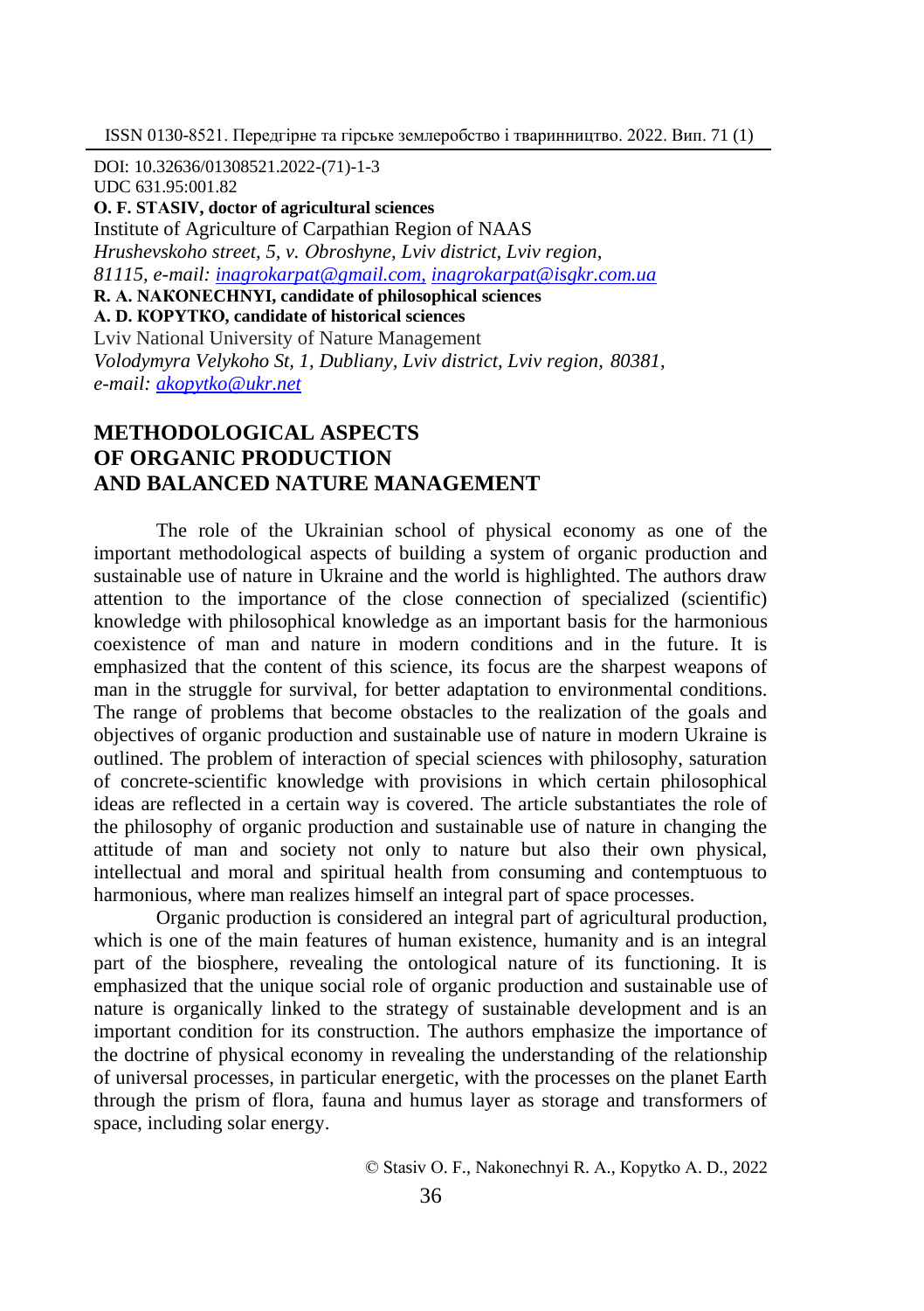DOI: 10.32636/01308521.2022-(71)-1-3
UDC 631.95:001.82

**O. F. STASIV, doctor of agricultural sciences**
Institute of Agriculture of Carpathian Region of NAAS
*Hrushevskoho street, 5, v. Obroshyne, Lviv district, Lviv region, 81115, e-mail: inagrokarpat@gmail.com, inagrokarpat@isgkr.com.ua*

**R. A. NAKONECHNYI, candidate of philosophical sciences**
**A. D. KOPYTKO, candidate of historical sciences**
Lviv National University of Nature Management
*Volodymyra Velykoho St, 1, Dubliany, Lviv district, Lviv region, 80381, e-mail: akopytko@ukr.net*

# METHODOLOGICAL ASPECTS OF ORGANIC PRODUCTION AND BALANCED NATURE MANAGEMENT

The role of the Ukrainian school of physical economy as one of the important methodological aspects of building a system of organic production and sustainable use of nature in Ukraine and the world is highlighted. The authors draw attention to the importance of the close connection of specialized (scientific) knowledge with philosophical knowledge as an important basis for the harmonious coexistence of man and nature in modern conditions and in the future. It is emphasized that the content of this science, its focus are the sharpest weapons of man in the struggle for survival, for better adaptation to environmental conditions. The range of problems that become obstacles to the realization of the goals and objectives of organic production and sustainable use of nature in modern Ukraine is outlined. The problem of interaction of special sciences with philosophy, saturation of concrete-scientific knowledge with provisions in which certain philosophical ideas are reflected in a certain way is covered. The article substantiates the role of the philosophy of organic production and sustainable use of nature in changing the attitude of man and society not only to nature but also their own physical, intellectual and moral and spiritual health from consuming and contemptuous to harmonious, where man realizes himself an integral part of space processes.

Organic production is considered an integral part of agricultural production, which is one of the main features of human existence, humanity and is an integral part of the biosphere, revealing the ontological nature of its functioning. It is emphasized that the unique social role of organic production and sustainable use of nature is organically linked to the strategy of sustainable development and is an important condition for its construction. The authors emphasize the importance of the doctrine of physical economy in revealing the understanding of the relationship of universal processes, in particular energetic, with the processes on the planet Earth through the prism of flora, fauna and humus layer as storage and transformers of space, including solar energy.

© Stasiv O. F., Nakonechnyi R. A., Kopytko A. D., 2022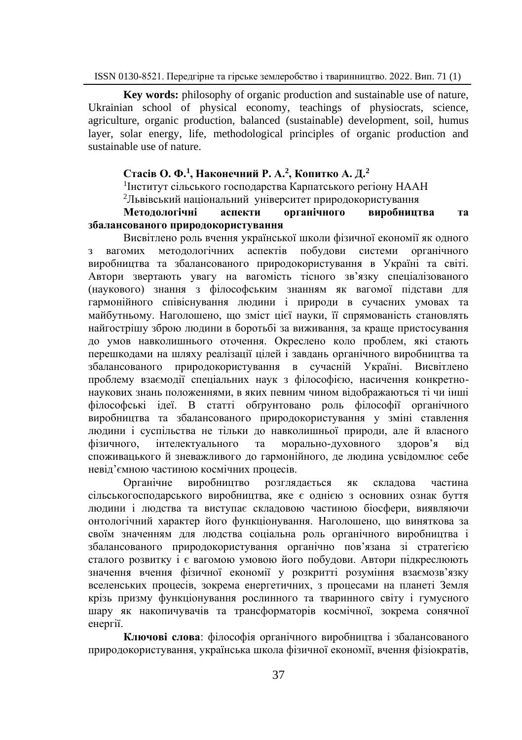**Key words:** philosophy of organic production and sustainable use of nature, Ukrainian school of physical economy, teachings of physiocrats, science, agriculture, organic production, balanced (sustainable) development, soil, humus layer, solar energy, life, methodological principles of organic production and sustainable use of nature.

**Стасів О. Ф.[1], Наконечний Р. А.[2], Копитко А. Д.[2]**

[1]Інститут сільського господарства Карпатського регіону НААН

[2]Львівський національний університет природокористування

**Методологічні аспекти органічного виробництва та збалансованого природокористування**

Висвітлено роль вчення української школи фізичної економії як одного з вагомих методологічних аспектів побудови системи органічного виробництва та збалансованого природокористування в Україні та світі. Автори звертають увагу на вагомість тісного зв'язку спеціалізованого (наукового) знання з філософським знанням як вагомої підстави для гармонійного співіснування людини і природи в сучасних умовах та майбутньому. Наголошено, що зміст цієї науки, її спрямованість становлять найгострішу зброю людини в боротьбі за виживання, за краще пристосування до умов навколишнього оточення. Окреслено коло проблем, які стають перешкодами на шляху реалізації цілей і завдань органічного виробництва та збалансованого природокористування в сучасній Україні. Висвітлено проблему взаємодії спеціальних наук з філософією, насичення конкретно-наукових знань положеннями, в яких певним чином відображаються ті чи інші філософські ідеї. В статті обґрунтовано роль філософії органічного виробництва та збалансованого природокористування у зміні ставлення людини і суспільства не тільки до навколишньої природи, але й власного фізичного, інтелектуального та морально-духовного здоров'я від споживацького й зневажливого до гармонійного, де людина усвідомлює себе невід'ємною частиною космічних процесів.

Органічне виробництво розглядається як складова частина сільськогосподарського виробництва, яке є однією з основних ознак буття людини і людства та виступає складовою частиною біосфери, виявляючи онтологічний характер його функціонування. Наголошено, що виняткова за своїм значенням для людства соціальна роль органічного виробництва і збалансованого природокористування органічно пов'язана зі стратегією сталого розвитку і є вагомою умовою його побудови. Автори підкреслюють значення вчення фізичної економії у розкритті розуміння взаємозв'язку вселенських процесів, зокрема енергетичних, з процесами на планеті Земля крізь призму функціонування рослинного та тваринного світу і гумусного шару як накопичувачів та трансформаторів космічної, зокрема сонячної енергії.

**Ключові слова**: філософія органічного виробництва і збалансованого природокористування, українська школа фізичної економії, вчення фізіократів,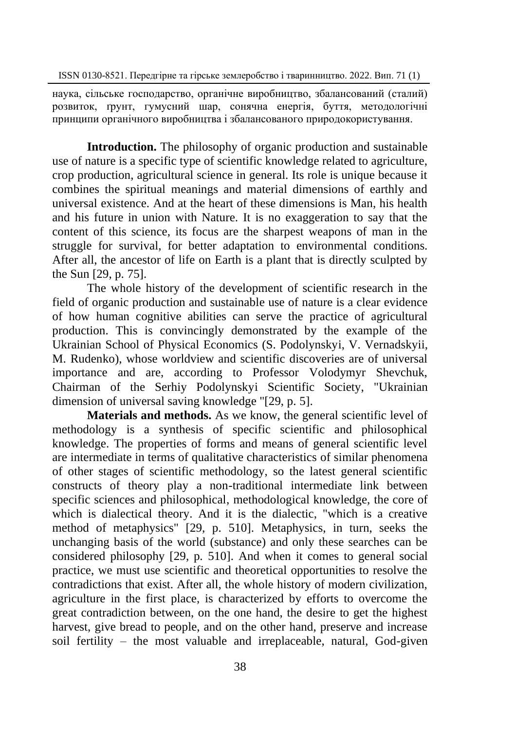наука, сільське господарство, органічне виробництво, збалансований (сталий) розвиток, ґрунт, гумусний шар, сонячна енергія, буття, методологічні принципи органічного виробництва і збалансованого природокористування.

**Introduction.** The philosophy of organic production and sustainable use of nature is a specific type of scientific knowledge related to agriculture, crop production, agricultural science in general. Its role is unique because it combines the spiritual meanings and material dimensions of earthly and universal existence. And at the heart of these dimensions is Man, his health and his future in union with Nature. It is no exaggeration to say that the content of this science, its focus are the sharpest weapons of man in the struggle for survival, for better adaptation to environmental conditions. After all, the ancestor of life on Earth is a plant that is directly sculpted by the Sun [29, p. 75].

The whole history of the development of scientific research in the field of organic production and sustainable use of nature is a clear evidence of how human cognitive abilities can serve the practice of agricultural production. This is convincingly demonstrated by the example of the Ukrainian School of Physical Economics (S. Podolynskyi, V. Vernadskyii, M. Rudenko), whose worldview and scientific discoveries are of universal importance and are, according to Professor Volodymyr Shevchuk, Chairman of the Serhiy Podolynskyi Scientific Society, "Ukrainian dimension of universal saving knowledge "[29, p. 5].

**Materials and methods.** As we know, the general scientific level of methodology is a synthesis of specific scientific and philosophical knowledge. The properties of forms and means of general scientific level are intermediate in terms of qualitative characteristics of similar phenomena of other stages of scientific methodology, so the latest general scientific constructs of theory play a non-traditional intermediate link between specific sciences and philosophical, methodological knowledge, the core of which is dialectical theory. And it is the dialectic, "which is a creative method of metaphysics" [29, p. 510]. Metaphysics, in turn, seeks the unchanging basis of the world (substance) and only these searches can be considered philosophy [29, p. 510]. And when it comes to general social practice, we must use scientific and theoretical opportunities to resolve the contradictions that exist. After all, the whole history of modern civilization, agriculture in the first place, is characterized by efforts to overcome the great contradiction between, on the one hand, the desire to get the highest harvest, give bread to people, and on the other hand, preserve and increase soil fertility – the most valuable and irreplaceable, natural, God-given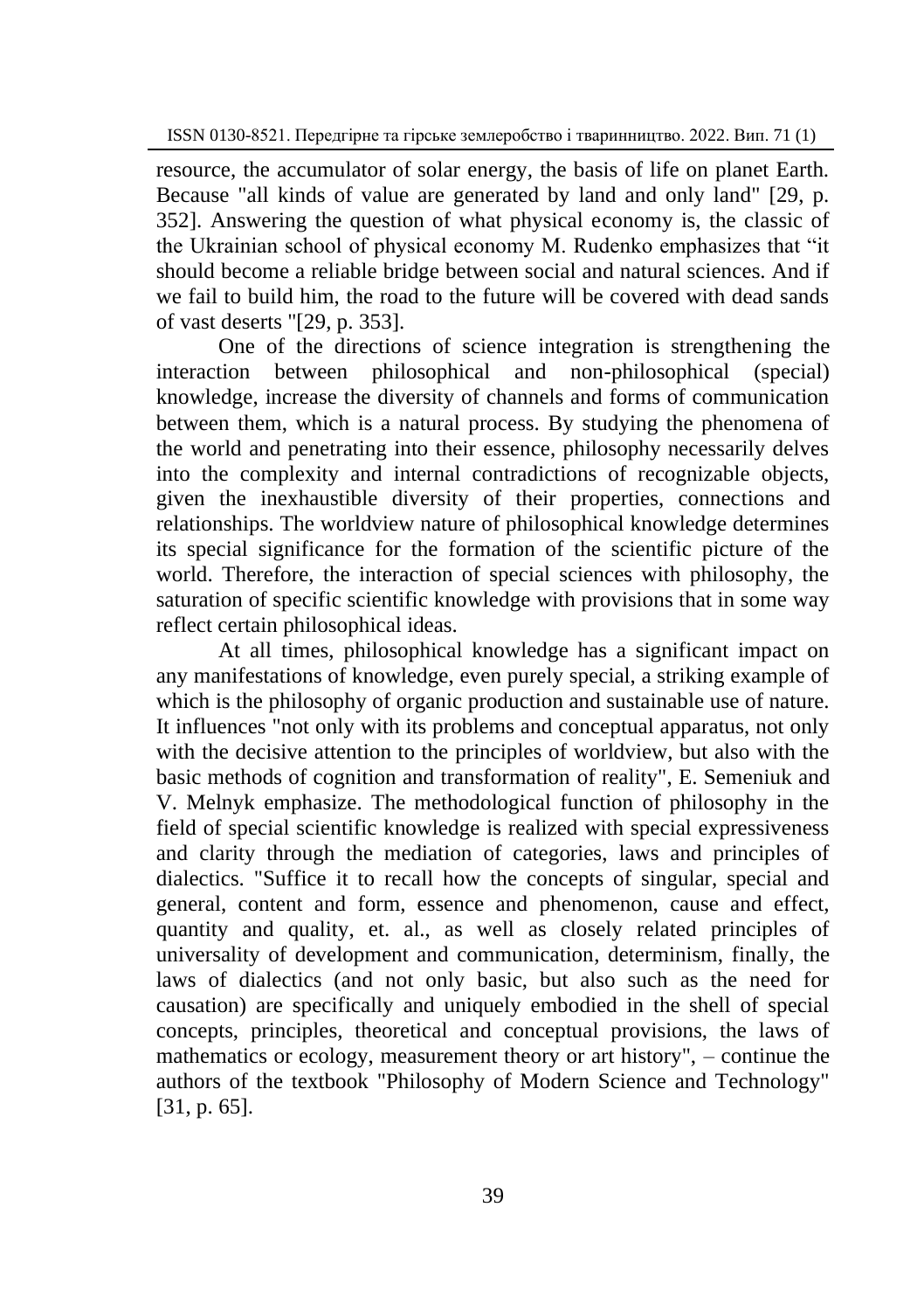resource, the accumulator of solar energy, the basis of life on planet Earth. Because "all kinds of value are generated by land and only land" [29, p. 352]. Answering the question of what physical economy is, the classic of the Ukrainian school of physical economy M. Rudenko emphasizes that "it should become a reliable bridge between social and natural sciences. And if we fail to build him, the road to the future will be covered with dead sands of vast deserts "[29, p. 353].

One of the directions of science integration is strengthening the interaction between philosophical and non-philosophical (special) knowledge, increase the diversity of channels and forms of communication between them, which is a natural process. By studying the phenomena of the world and penetrating into their essence, philosophy necessarily delves into the complexity and internal contradictions of recognizable objects, given the inexhaustible diversity of their properties, connections and relationships. The worldview nature of philosophical knowledge determines its special significance for the formation of the scientific picture of the world. Therefore, the interaction of special sciences with philosophy, the saturation of specific scientific knowledge with provisions that in some way reflect certain philosophical ideas.

At all times, philosophical knowledge has a significant impact on any manifestations of knowledge, even purely special, a striking example of which is the philosophy of organic production and sustainable use of nature. It influences "not only with its problems and conceptual apparatus, not only with the decisive attention to the principles of worldview, but also with the basic methods of cognition and transformation of reality", E. Semeniuk and V. Melnyk emphasize. The methodological function of philosophy in the field of special scientific knowledge is realized with special expressiveness and clarity through the mediation of categories, laws and principles of dialectics. "Suffice it to recall how the concepts of singular, special and general, content and form, essence and phenomenon, cause and effect, quantity and quality, et. al., as well as closely related principles of universality of development and communication, determinism, finally, the laws of dialectics (and not only basic, but also such as the need for causation) are specifically and uniquely embodied in the shell of special concepts, principles, theoretical and conceptual provisions, the laws of mathematics or ecology, measurement theory or art history", – continue the authors of the textbook "Philosophy of Modern Science and Technology" [31, p. 65].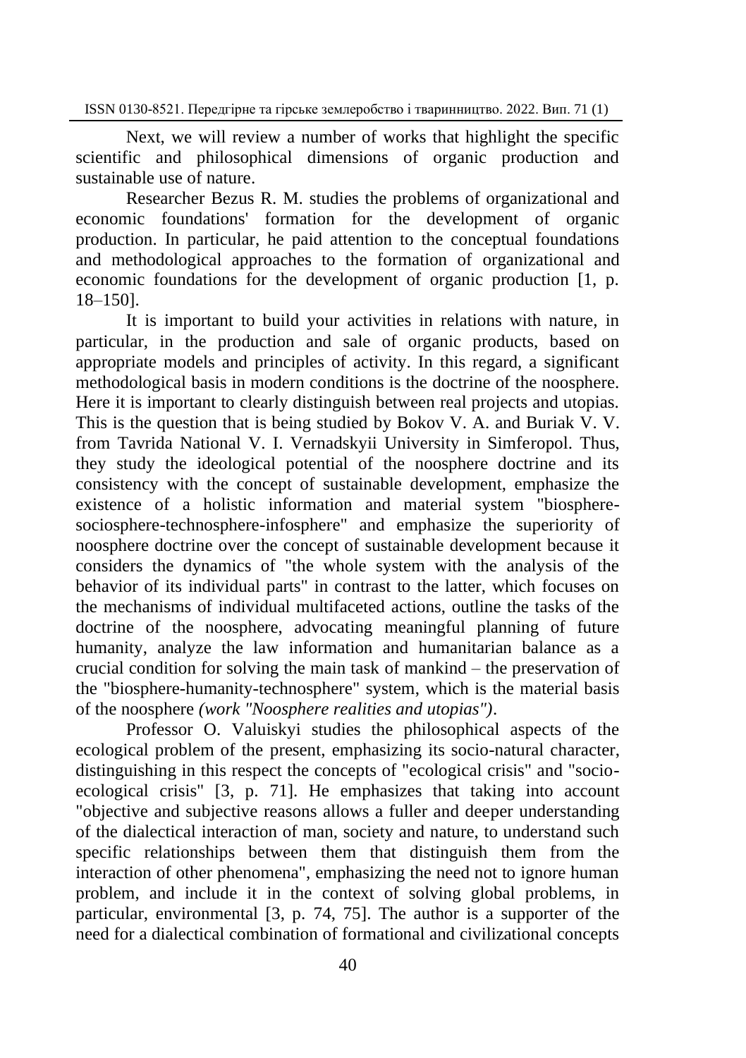Next, we will review a number of works that highlight the specific scientific and philosophical dimensions of organic production and sustainable use of nature.

Researcher Bezus R. M. studies the problems of organizational and economic foundations' formation for the development of organic production. In particular, he paid attention to the conceptual foundations and methodological approaches to the formation of organizational and economic foundations for the development of organic production [1, p. 18–150].

It is important to build your activities in relations with nature, in particular, in the production and sale of organic products, based on appropriate models and principles of activity. In this regard, a significant methodological basis in modern conditions is the doctrine of the noosphere. Here it is important to clearly distinguish between real projects and utopias. This is the question that is being studied by Bokov V. A. and Buriak V. V. from Tavrida National V. I. Vernadskyii University in Simferopol. Thus, they study the ideological potential of the noosphere doctrine and its consistency with the concept of sustainable development, emphasize the existence of a holistic information and material system "biosphere-sociosphere-technosphere-infosphere" and emphasize the superiority of noosphere doctrine over the concept of sustainable development because it considers the dynamics of "the whole system with the analysis of the behavior of its individual parts" in contrast to the latter, which focuses on the mechanisms of individual multifaceted actions, outline the tasks of the doctrine of the noosphere, advocating meaningful planning of future humanity, analyze the law information and humanitarian balance as a crucial condition for solving the main task of mankind – the preservation of the "biosphere-humanity-technosphere" system, which is the material basis of the noosphere *(work "Noosphere realities and utopias")*.

Professor O. Valuiskyi studies the philosophical aspects of the ecological problem of the present, emphasizing its socio-natural character, distinguishing in this respect the concepts of "ecological crisis" and "socio-ecological crisis" [3, p. 71]. He emphasizes that taking into account "objective and subjective reasons allows a fuller and deeper understanding of the dialectical interaction of man, society and nature, to understand such specific relationships between them that distinguish them from the interaction of other phenomena", emphasizing the need not to ignore human problem, and include it in the context of solving global problems, in particular, environmental [3, p. 74, 75]. The author is a supporter of the need for a dialectical combination of formational and civilizational concepts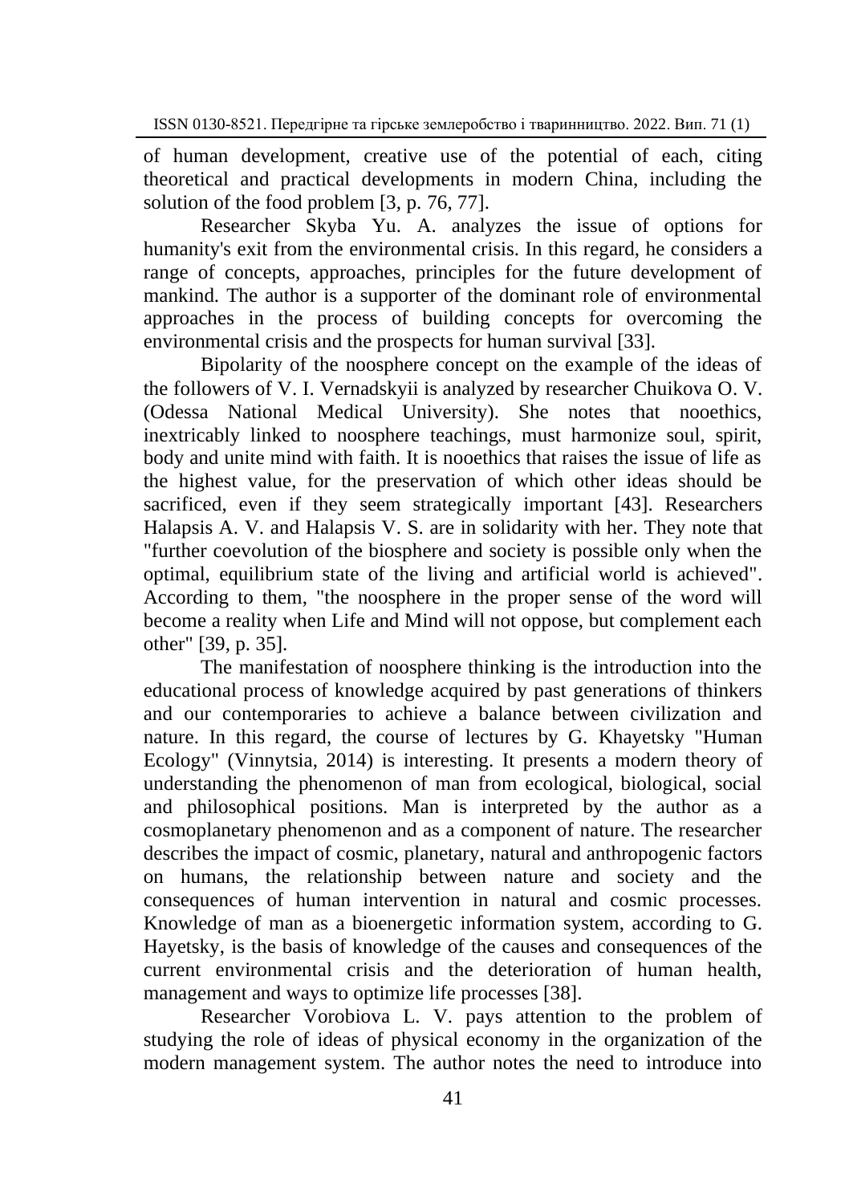of human development, creative use of the potential of each, citing theoretical and practical developments in modern China, including the solution of the food problem [3, p. 76, 77].

Researcher Skyba Yu. A. analyzes the issue of options for humanity's exit from the environmental crisis. In this regard, he considers a range of concepts, approaches, principles for the future development of mankind. The author is a supporter of the dominant role of environmental approaches in the process of building concepts for overcoming the environmental crisis and the prospects for human survival [33].

Bipolarity of the noosphere concept on the example of the ideas of the followers of V. I. Vernadskyii is analyzed by researcher Chuikova O. V. (Odessa National Medical University). She notes that nooethics, inextricably linked to noosphere teachings, must harmonize soul, spirit, body and unite mind with faith. It is nooethics that raises the issue of life as the highest value, for the preservation of which other ideas should be sacrificed, even if they seem strategically important [43]. Researchers Halapsis A. V. and Halapsis V. S. are in solidarity with her. They note that "further coevolution of the biosphere and society is possible only when the optimal, equilibrium state of the living and artificial world is achieved". According to them, "the noosphere in the proper sense of the word will become a reality when Life and Mind will not oppose, but complement each other" [39, p. 35].

The manifestation of noosphere thinking is the introduction into the educational process of knowledge acquired by past generations of thinkers and our contemporaries to achieve a balance between civilization and nature. In this regard, the course of lectures by G. Khayetsky "Human Ecology" (Vinnytsia, 2014) is interesting. It presents a modern theory of understanding the phenomenon of man from ecological, biological, social and philosophical positions. Man is interpreted by the author as a cosmoplanetary phenomenon and as a component of nature. The researcher describes the impact of cosmic, planetary, natural and anthropogenic factors on humans, the relationship between nature and society and the consequences of human intervention in natural and cosmic processes. Knowledge of man as a bioenergetic information system, according to G. Hayetsky, is the basis of knowledge of the causes and consequences of the current environmental crisis and the deterioration of human health, management and ways to optimize life processes [38].

Researcher Vorobiova L. V. pays attention to the problem of studying the role of ideas of physical economy in the organization of the modern management system. The author notes the need to introduce into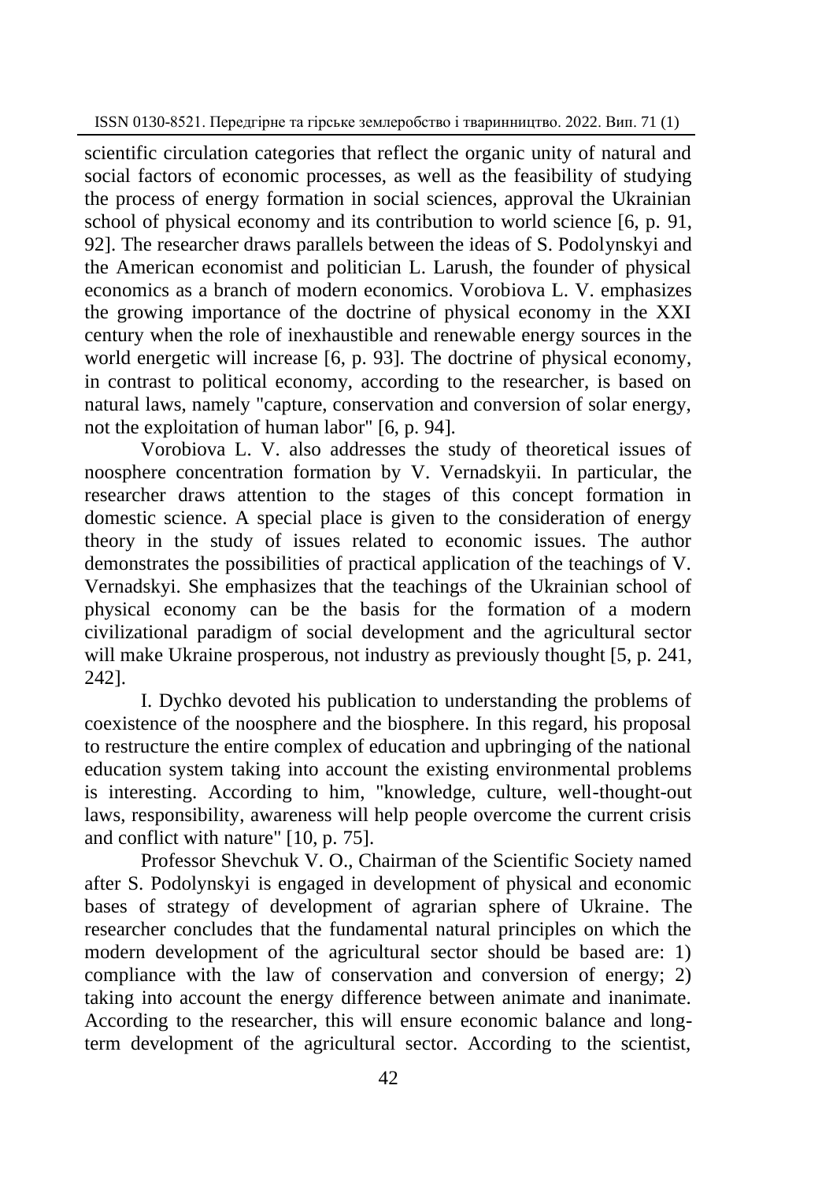scientific circulation categories that reflect the organic unity of natural and social factors of economic processes, as well as the feasibility of studying the process of energy formation in social sciences, approval the Ukrainian school of physical economy and its contribution to world science [6, p. 91, 92]. The researcher draws parallels between the ideas of S. Podolynskyi and the American economist and politician L. Larush, the founder of physical economics as a branch of modern economics. Vorobiova L. V. emphasizes the growing importance of the doctrine of physical economy in the XXI century when the role of inexhaustible and renewable energy sources in the world energetic will increase [6, p. 93]. The doctrine of physical economy, in contrast to political economy, according to the researcher, is based on natural laws, namely "capture, conservation and conversion of solar energy, not the exploitation of human labor" [6, p. 94].

Vorobiova L. V. also addresses the study of theoretical issues of noosphere concentration formation by V. Vernadskyii. In particular, the researcher draws attention to the stages of this concept formation in domestic science. A special place is given to the consideration of energy theory in the study of issues related to economic issues. The author demonstrates the possibilities of practical application of the teachings of V. Vernadskyi. She emphasizes that the teachings of the Ukrainian school of physical economy can be the basis for the formation of a modern civilizational paradigm of social development and the agricultural sector will make Ukraine prosperous, not industry as previously thought [5, p. 241, 242].

I. Dychko devoted his publication to understanding the problems of coexistence of the noosphere and the biosphere. In this regard, his proposal to restructure the entire complex of education and upbringing of the national education system taking into account the existing environmental problems is interesting. According to him, "knowledge, culture, well-thought-out laws, responsibility, awareness will help people overcome the current crisis and conflict with nature" [10, p. 75].

Professor Shevchuk V. O., Chairman of the Scientific Society named after S. Podolynskyi is engaged in development of physical and economic bases of strategy of development of agrarian sphere of Ukraine. The researcher concludes that the fundamental natural principles on which the modern development of the agricultural sector should be based are: 1) compliance with the law of conservation and conversion of energy; 2) taking into account the energy difference between animate and inanimate. According to the researcher, this will ensure economic balance and long-term development of the agricultural sector. According to the scientist,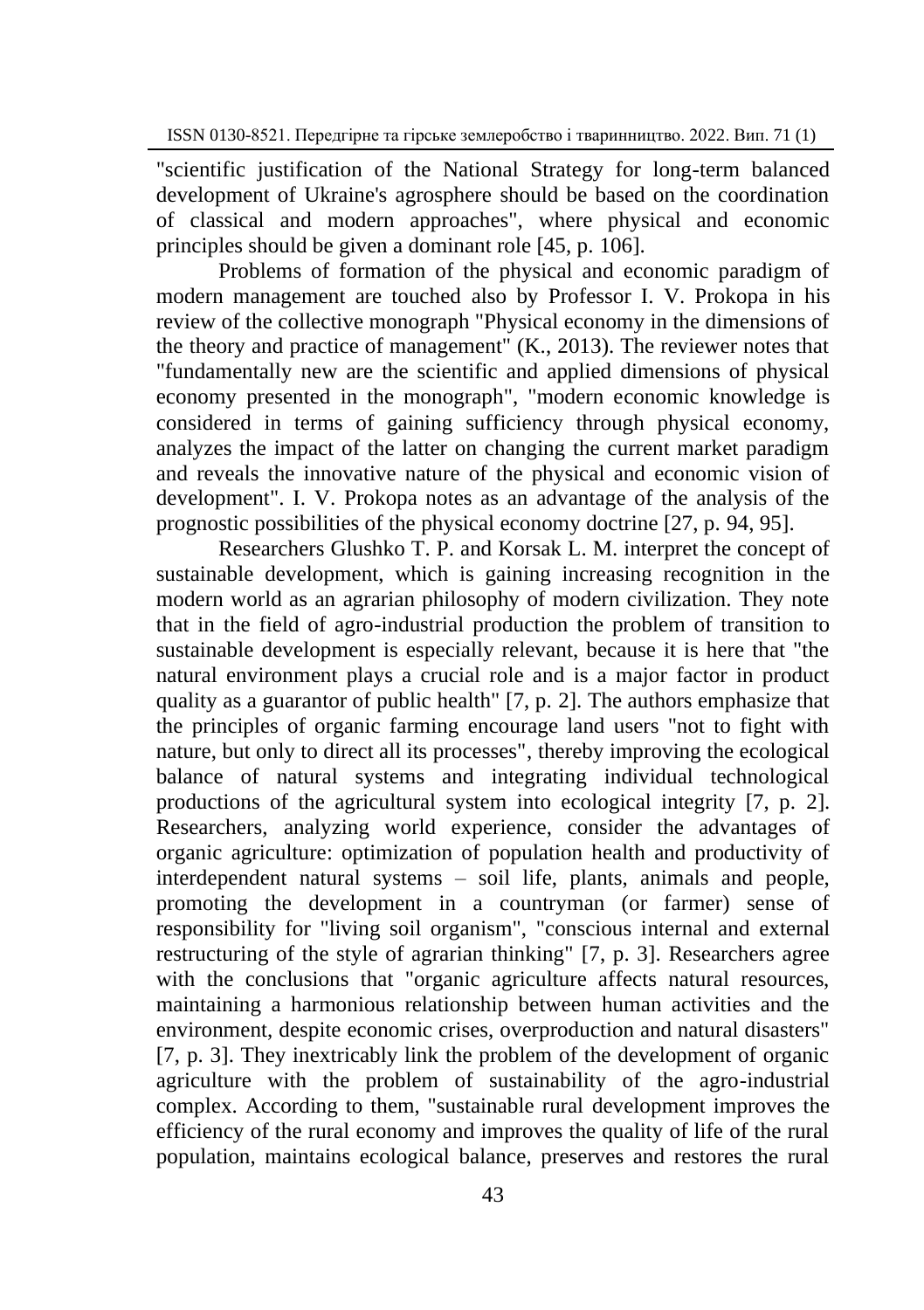"scientific justification of the National Strategy for long-term balanced development of Ukraine's agrosphere should be based on the coordination of classical and modern approaches", where physical and economic principles should be given a dominant role [45, p. 106].

Problems of formation of the physical and economic paradigm of modern management are touched also by Professor I. V. Prokopa in his review of the collective monograph "Physical economy in the dimensions of the theory and practice of management" (K., 2013). The reviewer notes that "fundamentally new are the scientific and applied dimensions of physical economy presented in the monograph", "modern economic knowledge is considered in terms of gaining sufficiency through physical economy, analyzes the impact of the latter on changing the current market paradigm and reveals the innovative nature of the physical and economic vision of development". I. V. Prokopa notes as an advantage of the analysis of the prognostic possibilities of the physical economy doctrine [27, p. 94, 95].

Researchers Glushko T. P. and Korsak L. M. interpret the concept of sustainable development, which is gaining increasing recognition in the modern world as an agrarian philosophy of modern civilization. They note that in the field of agro-industrial production the problem of transition to sustainable development is especially relevant, because it is here that "the natural environment plays a crucial role and is a major factor in product quality as a guarantor of public health" [7, p. 2]. The authors emphasize that the principles of organic farming encourage land users "not to fight with nature, but only to direct all its processes", thereby improving the ecological balance of natural systems and integrating individual technological productions of the agricultural system into ecological integrity [7, p. 2]. Researchers, analyzing world experience, consider the advantages of organic agriculture: optimization of population health and productivity of interdependent natural systems – soil life, plants, animals and people, promoting the development in a countryman (or farmer) sense of responsibility for "living soil organism", "conscious internal and external restructuring of the style of agrarian thinking" [7, p. 3]. Researchers agree with the conclusions that "organic agriculture affects natural resources, maintaining a harmonious relationship between human activities and the environment, despite economic crises, overproduction and natural disasters" [7, p. 3]. They inextricably link the problem of the development of organic agriculture with the problem of sustainability of the agro-industrial complex. According to them, "sustainable rural development improves the efficiency of the rural economy and improves the quality of life of the rural population, maintains ecological balance, preserves and restores the rural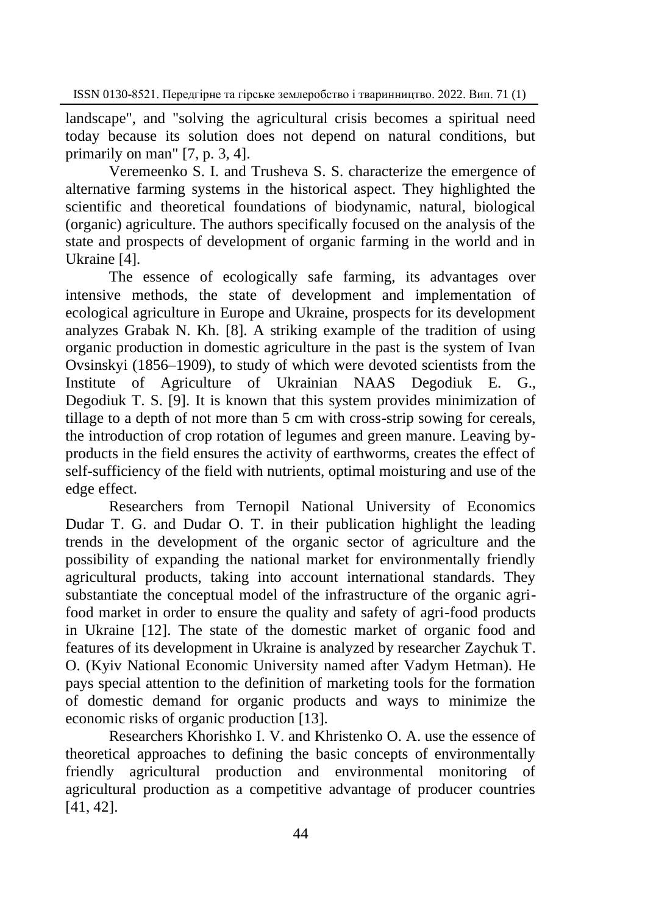landscape", and "solving the agricultural crisis becomes a spiritual need today because its solution does not depend on natural conditions, but primarily on man" [7, p. 3, 4].

Veremeenko S. I. and Trusheva S. S. characterize the emergence of alternative farming systems in the historical aspect. They highlighted the scientific and theoretical foundations of biodynamic, natural, biological (organic) agriculture. The authors specifically focused on the analysis of the state and prospects of development of organic farming in the world and in Ukraine [4].

The essence of ecologically safe farming, its advantages over intensive methods, the state of development and implementation of ecological agriculture in Europe and Ukraine, prospects for its development analyzes Grabak N. Kh. [8]. A striking example of the tradition of using organic production in domestic agriculture in the past is the system of Ivan Ovsinskyi (1856–1909), to study of which were devoted scientists from the Institute of Agriculture of Ukrainian NAAS Degodiuk E. G., Degodiuk T. S. [9]. It is known that this system provides minimization of tillage to a depth of not more than 5 cm with cross-strip sowing for cereals, the introduction of crop rotation of legumes and green manure. Leaving by-products in the field ensures the activity of earthworms, creates the effect of self-sufficiency of the field with nutrients, optimal moisturing and use of the edge effect.

Researchers from Ternopil National University of Economics Dudar T. G. and Dudar O. T. in their publication highlight the leading trends in the development of the organic sector of agriculture and the possibility of expanding the national market for environmentally friendly agricultural products, taking into account international standards. They substantiate the conceptual model of the infrastructure of the organic agri-food market in order to ensure the quality and safety of agri-food products in Ukraine [12]. The state of the domestic market of organic food and features of its development in Ukraine is analyzed by researcher Zaychuk T. O. (Kyiv National Economic University named after Vadym Hetman). He pays special attention to the definition of marketing tools for the formation of domestic demand for organic products and ways to minimize the economic risks of organic production [13].

Researchers Khorishko I. V. and Khristenko O. A. use the essence of theoretical approaches to defining the basic concepts of environmentally friendly agricultural production and environmental monitoring of agricultural production as a competitive advantage of producer countries [41, 42].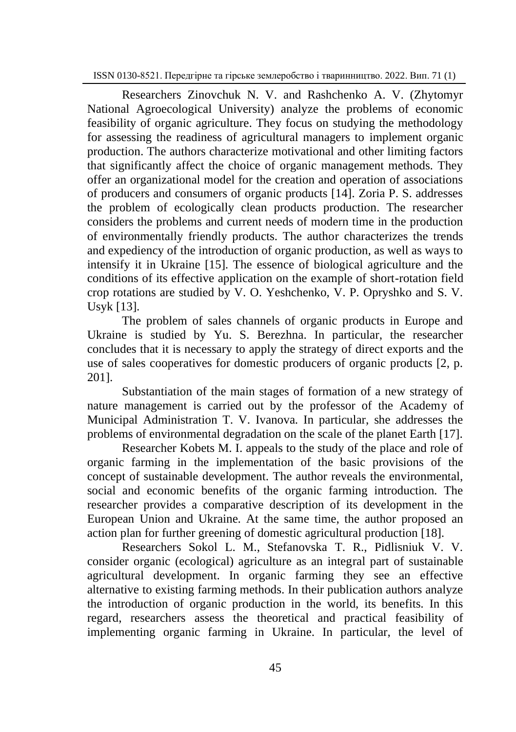Researchers Zinovchuk N. V. and Rashchenko A. V. (Zhytomyr National Agroecological University) analyze the problems of economic feasibility of organic agriculture. They focus on studying the methodology for assessing the readiness of agricultural managers to implement organic production. The authors characterize motivational and other limiting factors that significantly affect the choice of organic management methods. They offer an organizational model for the creation and operation of associations of producers and consumers of organic products [14]. Zoria P. S. addresses the problem of ecologically clean products production. The researcher considers the problems and current needs of modern time in the production of environmentally friendly products. The author characterizes the trends and expediency of the introduction of organic production, as well as ways to intensify it in Ukraine [15]. The essence of biological agriculture and the conditions of its effective application on the example of short-rotation field crop rotations are studied by V. O. Yeshchenko, V. P. Opryshko and S. V. Usyk [13].

The problem of sales channels of organic products in Europe and Ukraine is studied by Yu. S. Berezhna. In particular, the researcher concludes that it is necessary to apply the strategy of direct exports and the use of sales cooperatives for domestic producers of organic products [2, p. 201].

Substantiation of the main stages of formation of a new strategy of nature management is carried out by the professor of the Academy of Municipal Administration T. V. Ivanova. In particular, she addresses the problems of environmental degradation on the scale of the planet Earth [17].

Researcher Kobets M. I. appeals to the study of the place and role of organic farming in the implementation of the basic provisions of the concept of sustainable development. The author reveals the environmental, social and economic benefits of the organic farming introduction. The researcher provides a comparative description of its development in the European Union and Ukraine. At the same time, the author proposed an action plan for further greening of domestic agricultural production [18].

Researchers Sokol L. M., Stefanovska T. R., Pidlisniuk V. V. consider organic (ecological) agriculture as an integral part of sustainable agricultural development. In organic farming they see an effective alternative to existing farming methods. In their publication authors analyze the introduction of organic production in the world, its benefits. In this regard, researchers assess the theoretical and practical feasibility of implementing organic farming in Ukraine. In particular, the level of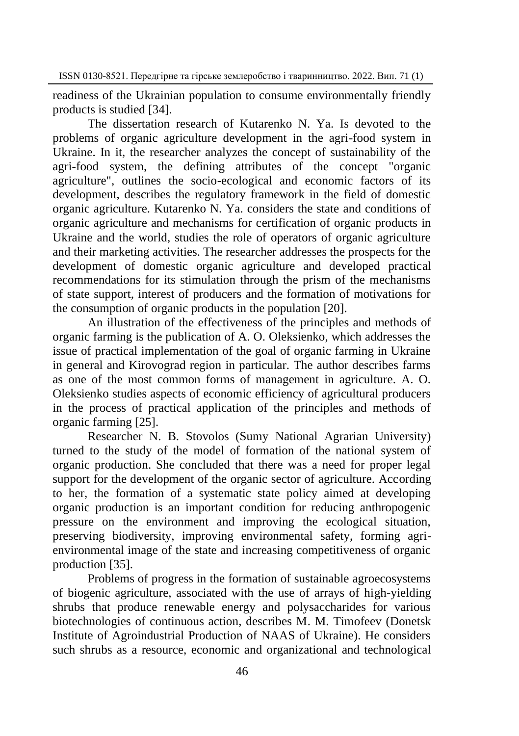readiness of the Ukrainian population to consume environmentally friendly products is studied [34].

The dissertation research of Kutarenko N. Ya. Is devoted to the problems of organic agriculture development in the agri-food system in Ukraine. In it, the researcher analyzes the concept of sustainability of the agri-food system, the defining attributes of the concept "organic agriculture", outlines the socio-ecological and economic factors of its development, describes the regulatory framework in the field of domestic organic agriculture. Kutarenko N. Ya. considers the state and conditions of organic agriculture and mechanisms for certification of organic products in Ukraine and the world, studies the role of operators of organic agriculture and their marketing activities. The researcher addresses the prospects for the development of domestic organic agriculture and developed practical recommendations for its stimulation through the prism of the mechanisms of state support, interest of producers and the formation of motivations for the consumption of organic products in the population [20].

An illustration of the effectiveness of the principles and methods of organic farming is the publication of A. O. Oleksienko, which addresses the issue of practical implementation of the goal of organic farming in Ukraine in general and Kirovograd region in particular. The author describes farms as one of the most common forms of management in agriculture. A. O. Oleksienko studies aspects of economic efficiency of agricultural producers in the process of practical application of the principles and methods of organic farming [25].

Researcher N. B. Stovolos (Sumy National Agrarian University) turned to the study of the model of formation of the national system of organic production. She concluded that there was a need for proper legal support for the development of the organic sector of agriculture. According to her, the formation of a systematic state policy aimed at developing organic production is an important condition for reducing anthropogenic pressure on the environment and improving the ecological situation, preserving biodiversity, improving environmental safety, forming agri-environmental image of the state and increasing competitiveness of organic production [35].

Problems of progress in the formation of sustainable agroecosystems of biogenic agriculture, associated with the use of arrays of high-yielding shrubs that produce renewable energy and polysaccharides for various biotechnologies of continuous action, describes M. M. Timofeev (Donetsk Institute of Agroindustrial Production of NAAS of Ukraine). He considers such shrubs as a resource, economic and organizational and technological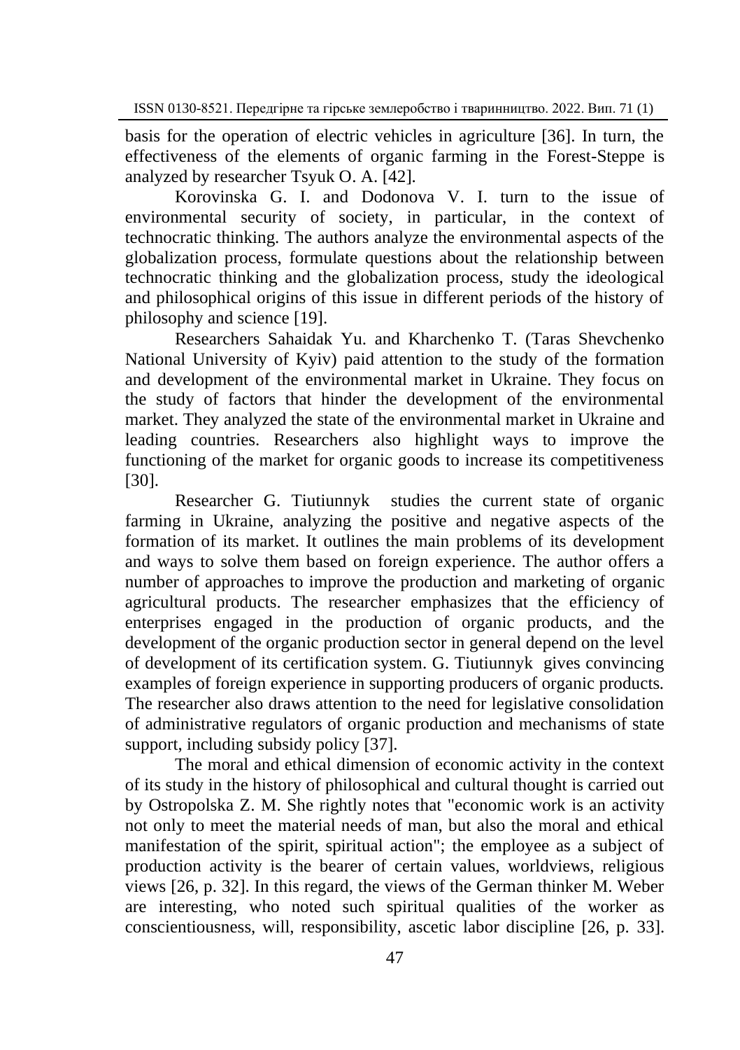basis for the operation of electric vehicles in agriculture [36]. In turn, the effectiveness of the elements of organic farming in the Forest-Steppe is analyzed by researcher Tsyuk O. A. [42].

Korovinska G. I. and Dodonova V. I. turn to the issue of environmental security of society, in particular, in the context of technocratic thinking. The authors analyze the environmental aspects of the globalization process, formulate questions about the relationship between technocratic thinking and the globalization process, study the ideological and philosophical origins of this issue in different periods of the history of philosophy and science [19].

Researchers Sahaidak Yu. and Kharchenko T. (Taras Shevchenko National University of Kyiv) paid attention to the study of the formation and development of the environmental market in Ukraine. They focus on the study of factors that hinder the development of the environmental market. They analyzed the state of the environmental market in Ukraine and leading countries. Researchers also highlight ways to improve the functioning of the market for organic goods to increase its competitiveness [30].

Researcher G. Tiutiunnyk studies the current state of organic farming in Ukraine, analyzing the positive and negative aspects of the formation of its market. It outlines the main problems of its development and ways to solve them based on foreign experience. The author offers a number of approaches to improve the production and marketing of organic agricultural products. The researcher emphasizes that the efficiency of enterprises engaged in the production of organic products, and the development of the organic production sector in general depend on the level of development of its certification system. G. Tiutiunnyk gives convincing examples of foreign experience in supporting producers of organic products. The researcher also draws attention to the need for legislative consolidation of administrative regulators of organic production and mechanisms of state support, including subsidy policy [37].

The moral and ethical dimension of economic activity in the context of its study in the history of philosophical and cultural thought is carried out by Ostropolska Z. M. She rightly notes that "economic work is an activity not only to meet the material needs of man, but also the moral and ethical manifestation of the spirit, spiritual action"; the employee as a subject of production activity is the bearer of certain values, worldviews, religious views [26, p. 32]. In this regard, the views of the German thinker M. Weber are interesting, who noted such spiritual qualities of the worker as conscientiousness, will, responsibility, ascetic labor discipline [26, p. 33].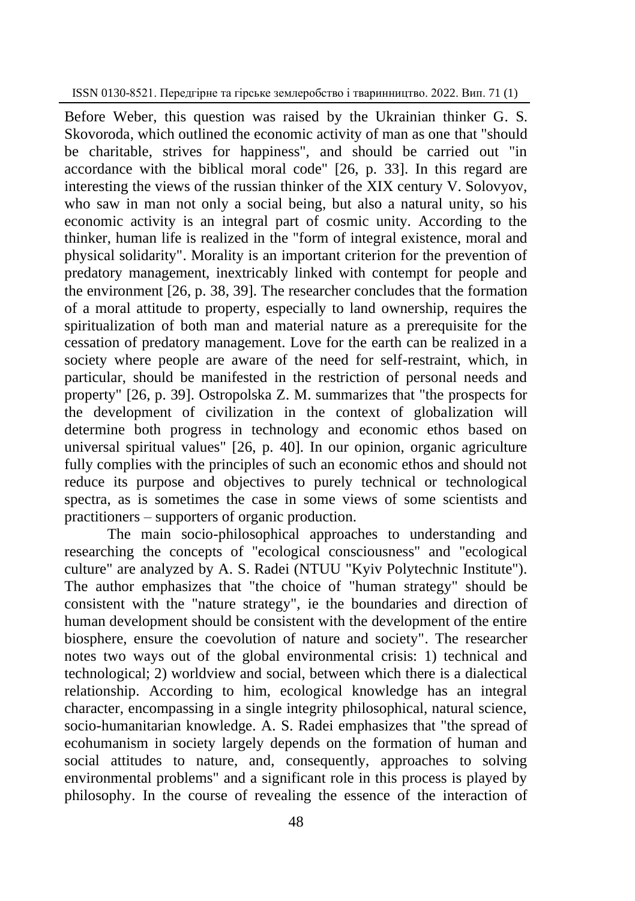Before Weber, this question was raised by the Ukrainian thinker G. S. Skovoroda, which outlined the economic activity of man as one that "should be charitable, strives for happiness", and should be carried out "in accordance with the biblical moral code" [26, p. 33]. In this regard are interesting the views of the russian thinker of the XIX century V. Solovyov, who saw in man not only a social being, but also a natural unity, so his economic activity is an integral part of cosmic unity. According to the thinker, human life is realized in the "form of integral existence, moral and physical solidarity". Morality is an important criterion for the prevention of predatory management, inextricably linked with contempt for people and the environment [26, p. 38, 39]. The researcher concludes that the formation of a moral attitude to property, especially to land ownership, requires the spiritualization of both man and material nature as a prerequisite for the cessation of predatory management. Love for the earth can be realized in a society where people are aware of the need for self-restraint, which, in particular, should be manifested in the restriction of personal needs and property" [26, p. 39]. Ostropolska Z. M. summarizes that "the prospects for the development of civilization in the context of globalization will determine both progress in technology and economic ethos based on universal spiritual values" [26, p. 40]. In our opinion, organic agriculture fully complies with the principles of such an economic ethos and should not reduce its purpose and objectives to purely technical or technological spectra, as is sometimes the case in some views of some scientists and practitioners – supporters of organic production.

The main socio-philosophical approaches to understanding and researching the concepts of "ecological consciousness" and "ecological culture" are analyzed by A. S. Radei (NTUU "Kyiv Polytechnic Institute"). The author emphasizes that "the choice of "human strategy" should be consistent with the "nature strategy", ie the boundaries and direction of human development should be consistent with the development of the entire biosphere, ensure the coevolution of nature and society". The researcher notes two ways out of the global environmental crisis: 1) technical and technological; 2) worldview and social, between which there is a dialectical relationship. According to him, ecological knowledge has an integral character, encompassing in a single integrity philosophical, natural science, socio-humanitarian knowledge. A. S. Radei emphasizes that "the spread of ecohumanism in society largely depends on the formation of human and social attitudes to nature, and, consequently, approaches to solving environmental problems" and a significant role in this process is played by philosophy. In the course of revealing the essence of the interaction of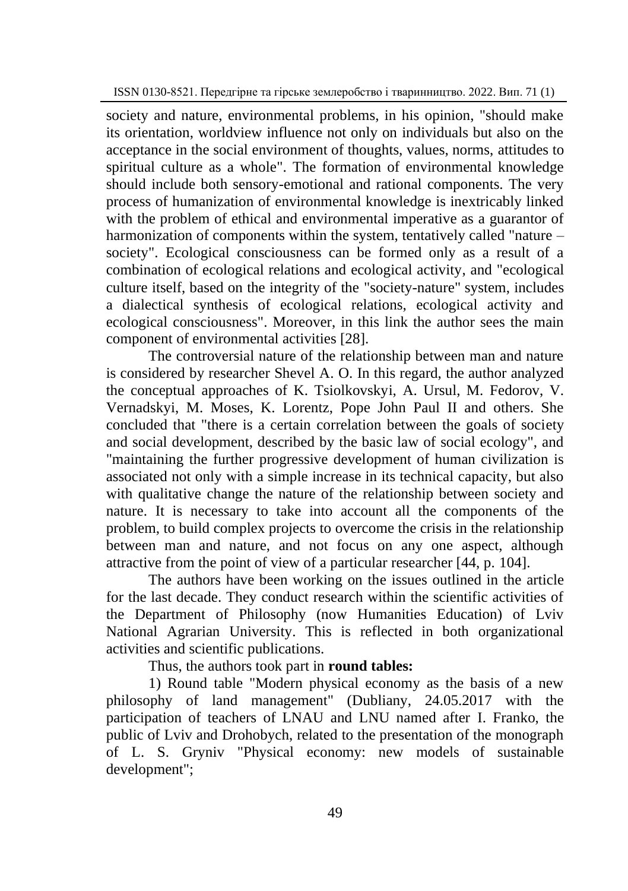society and nature, environmental problems, in his opinion, "should make its orientation, worldview influence not only on individuals but also on the acceptance in the social environment of thoughts, values, norms, attitudes to spiritual culture as a whole". The formation of environmental knowledge should include both sensory-emotional and rational components. The very process of humanization of environmental knowledge is inextricably linked with the problem of ethical and environmental imperative as a guarantor of harmonization of components within the system, tentatively called "nature – society". Ecological consciousness can be formed only as a result of a combination of ecological relations and ecological activity, and "ecological culture itself, based on the integrity of the "society-nature" system, includes a dialectical synthesis of ecological relations, ecological activity and ecological consciousness". Moreover, in this link the author sees the main component of environmental activities [28].

The controversial nature of the relationship between man and nature is considered by researcher Shevel A. O. In this regard, the author analyzed the conceptual approaches of K. Tsiolkovskyi, A. Ursul, M. Fedorov, V. Vernadskyi, M. Moses, K. Lorentz, Pope John Paul II and others. She concluded that "there is a certain correlation between the goals of society and social development, described by the basic law of social ecology", and "maintaining the further progressive development of human civilization is associated not only with a simple increase in its technical capacity, but also with qualitative change the nature of the relationship between society and nature. It is necessary to take into account all the components of the problem, to build complex projects to overcome the crisis in the relationship between man and nature, and not focus on any one aspect, although attractive from the point of view of a particular researcher [44, p. 104].

The authors have been working on the issues outlined in the article for the last decade. They conduct research within the scientific activities of the Department of Philosophy (now Humanities Education) of Lviv National Agrarian University. This is reflected in both organizational activities and scientific publications.

Thus, the authors took part in **round tables:**

1) Round table "Modern physical economy as the basis of a new philosophy of land management" (Dubliany, 24.05.2017 with the participation of teachers of LNAU and LNU named after I. Franko, the public of Lviv and Drohobych, related to the presentation of the monograph of L. S. Gryniv "Physical economy: new models of sustainable development";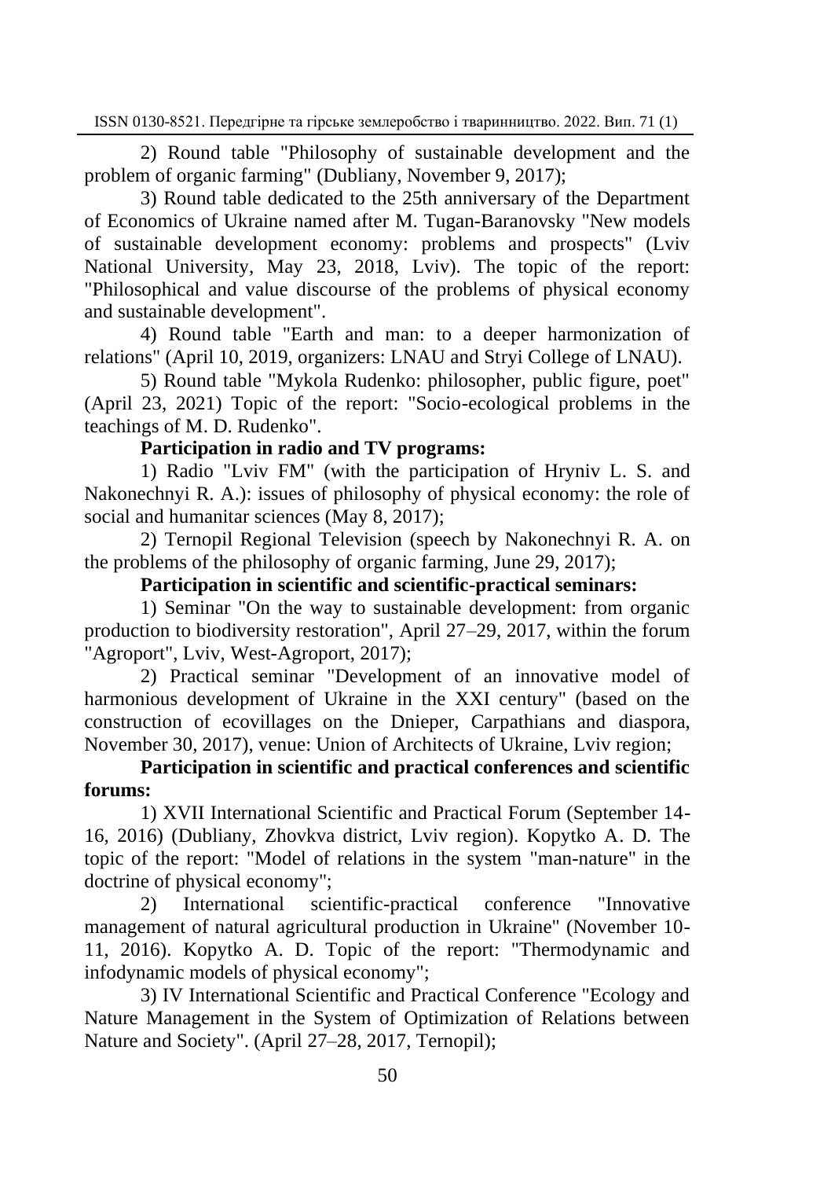2) Round table "Philosophy of sustainable development and the problem of organic farming" (Dubliany, November 9, 2017);

3) Round table dedicated to the 25th anniversary of the Department of Economics of Ukraine named after M. Tugan-Baranovsky "New models of sustainable development economy: problems and prospects" (Lviv National University, May 23, 2018, Lviv). The topic of the report: "Philosophical and value discourse of the problems of physical economy and sustainable development".

4) Round table "Earth and man: to a deeper harmonization of relations" (April 10, 2019, organizers: LNAU and Stryi College of LNAU).

5) Round table "Mykola Rudenko: philosopher, public figure, poet" (April 23, 2021) Topic of the report: "Socio-ecological problems in the teachings of M. D. Rudenko".

**Participation in radio and TV programs:**

1) Radio "Lviv FM" (with the participation of Hryniv L. S. and Nakonechnyi R. A.): issues of philosophy of physical economy: the role of social and humanitar sciences (May 8, 2017);

2) Ternopil Regional Television (speech by Nakonechnyi R. A. on the problems of the philosophy of organic farming, June 29, 2017);

**Participation in scientific and scientific-practical seminars:**

1) Seminar "On the way to sustainable development: from organic production to biodiversity restoration", April 27–29, 2017, within the forum "Agroport", Lviv, West-Agroport, 2017);

2) Practical seminar "Development of an innovative model of harmonious development of Ukraine in the XXI century" (based on the construction of ecovillages on the Dnieper, Carpathians and diaspora, November 30, 2017), venue: Union of Architects of Ukraine, Lviv region;

**Participation in scientific and practical conferences and scientific forums:**

1) XVII International Scientific and Practical Forum (September 14-16, 2016) (Dubliany, Zhovkva district, Lviv region). Kopytko A. D. The topic of the report: "Model of relations in the system "man-nature" in the doctrine of physical economy";

2) International scientific-practical conference "Innovative management of natural agricultural production in Ukraine" (November 10-11, 2016). Kopytko A. D. Topic of the report: "Thermodynamic and infodynamic models of physical economy";

3) IV International Scientific and Practical Conference "Ecology and Nature Management in the System of Optimization of Relations between Nature and Society". (April 27–28, 2017, Ternopil);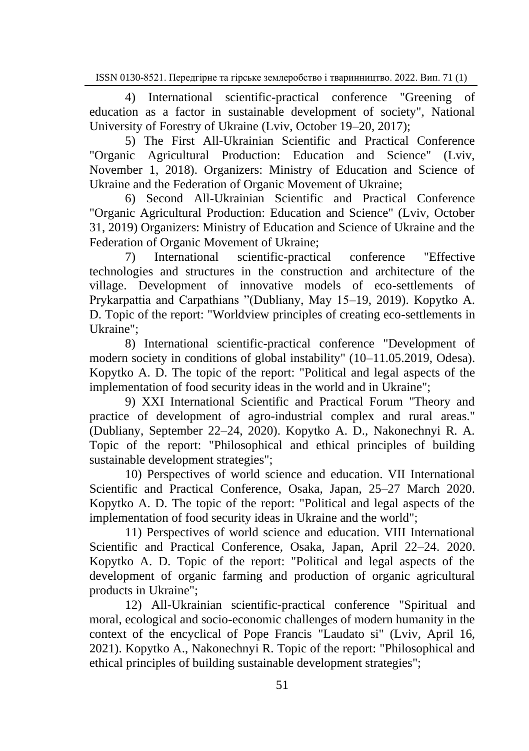4) International scientific-practical conference "Greening of education as a factor in sustainable development of society", National University of Forestry of Ukraine (Lviv, October 19–20, 2017);

5) The First All-Ukrainian Scientific and Practical Conference "Organic Agricultural Production: Education and Science" (Lviv, November 1, 2018). Organizers: Ministry of Education and Science of Ukraine and the Federation of Organic Movement of Ukraine;

6) Second All-Ukrainian Scientific and Practical Conference "Organic Agricultural Production: Education and Science" (Lviv, October 31, 2019) Organizers: Ministry of Education and Science of Ukraine and the Federation of Organic Movement of Ukraine;

7) International scientific-practical conference "Effective technologies and structures in the construction and architecture of the village. Development of innovative models of eco-settlements of Prykarpattia and Carpathians "(Dubliany, May 15–19, 2019). Kopytko A. D. Topic of the report: "Worldview principles of creating eco-settlements in Ukraine";

8) International scientific-practical conference "Development of modern society in conditions of global instability" (10–11.05.2019, Odesa). Kopytko A. D. The topic of the report: "Political and legal aspects of the implementation of food security ideas in the world and in Ukraine";

9) XXI International Scientific and Practical Forum "Theory and practice of development of agro-industrial complex and rural areas." (Dubliany, September 22–24, 2020). Kopytko A. D., Nakonechnyi R. A. Topic of the report: "Philosophical and ethical principles of building sustainable development strategies";

10) Perspectives of world science and education. VII International Scientific and Practical Conference, Osaka, Japan, 25–27 March 2020. Kopytko A. D. The topic of the report: "Political and legal aspects of the implementation of food security ideas in Ukraine and the world";

11) Perspectives of world science and education. VIII International Scientific and Practical Conference, Osaka, Japan, April 22–24. 2020. Kopytko A. D. Topic of the report: "Political and legal aspects of the development of organic farming and production of organic agricultural products in Ukraine";

12) All-Ukrainian scientific-practical conference "Spiritual and moral, ecological and socio-economic challenges of modern humanity in the context of the encyclical of Pope Francis "Laudato si" (Lviv, April 16, 2021). Kopytko A., Nakonechnyi R. Topic of the report: "Philosophical and ethical principles of building sustainable development strategies";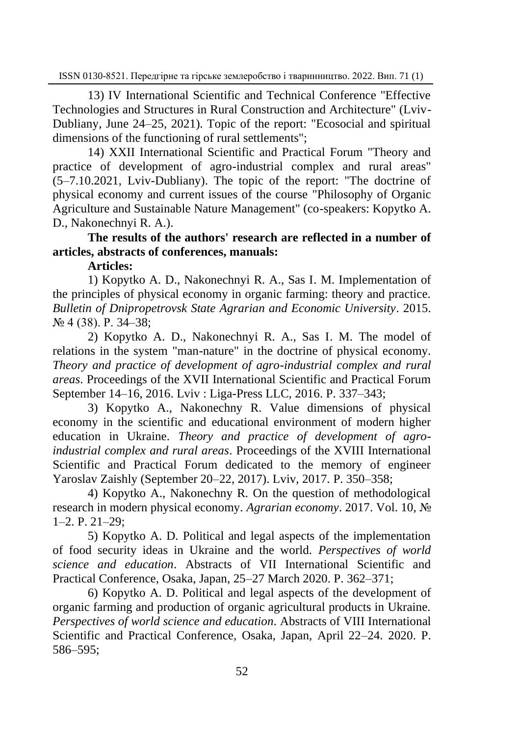13) IV International Scientific and Technical Conference "Effective Technologies and Structures in Rural Construction and Architecture" (Lviv-Dubliany, June 24–25, 2021). Topic of the report: "Ecosocial and spiritual dimensions of the functioning of rural settlements";

14) XXII International Scientific and Practical Forum "Theory and practice of development of agro-industrial complex and rural areas" (5–7.10.2021, Lviv-Dubliany). The topic of the report: "The doctrine of physical economy and current issues of the course "Philosophy of Organic Agriculture and Sustainable Nature Management" (co-speakers: Kopytko A. D., Nakonechnyi R. A.).

**The results of the authors' research are reflected in a number of articles, abstracts of conferences, manuals:**

**Articles:**

1) Kopytko A. D., Nakonechnyi R. A., Sas I. M. Implementation of the principles of physical economy in organic farming: theory and practice. *Bulletin of Dnipropetrovsk State Agrarian and Economic University*. 2015. № 4 (38). P. 34–38;

2) Kopytko A. D., Nakonechnyi R. A., Sas I. M. The model of relations in the system "man-nature" in the doctrine of physical economy. *Theory and practice of development of agro-industrial complex and rural areas*. Proceedings of the XVII International Scientific and Practical Forum September 14–16, 2016. Lviv : Liga-Press LLC, 2016. P. 337–343;

3) Kopytko A., Nakonechny R. Value dimensions of physical economy in the scientific and educational environment of modern higher education in Ukraine. *Theory and practice of development of agro-industrial complex and rural areas*. Proceedings of the XVIII International Scientific and Practical Forum dedicated to the memory of engineer Yaroslav Zaishly (September 20–22, 2017). Lviv, 2017. P. 350–358;

4) Kopytko A., Nakonechny R. On the question of methodological research in modern physical economy. *Agrarian economy*. 2017. Vol. 10, № 1–2. P. 21–29;

5) Kopytko A. D. Political and legal aspects of the implementation of food security ideas in Ukraine and the world. *Perspectives of world science and education*. Abstracts of VII International Scientific and Practical Conference, Osaka, Japan, 25–27 March 2020. P. 362–371;

6) Kopytko A. D. Political and legal aspects of the development of organic farming and production of organic agricultural products in Ukraine. *Perspectives of world science and education*. Abstracts of VIII International Scientific and Practical Conference, Osaka, Japan, April 22–24. 2020. P. 586–595;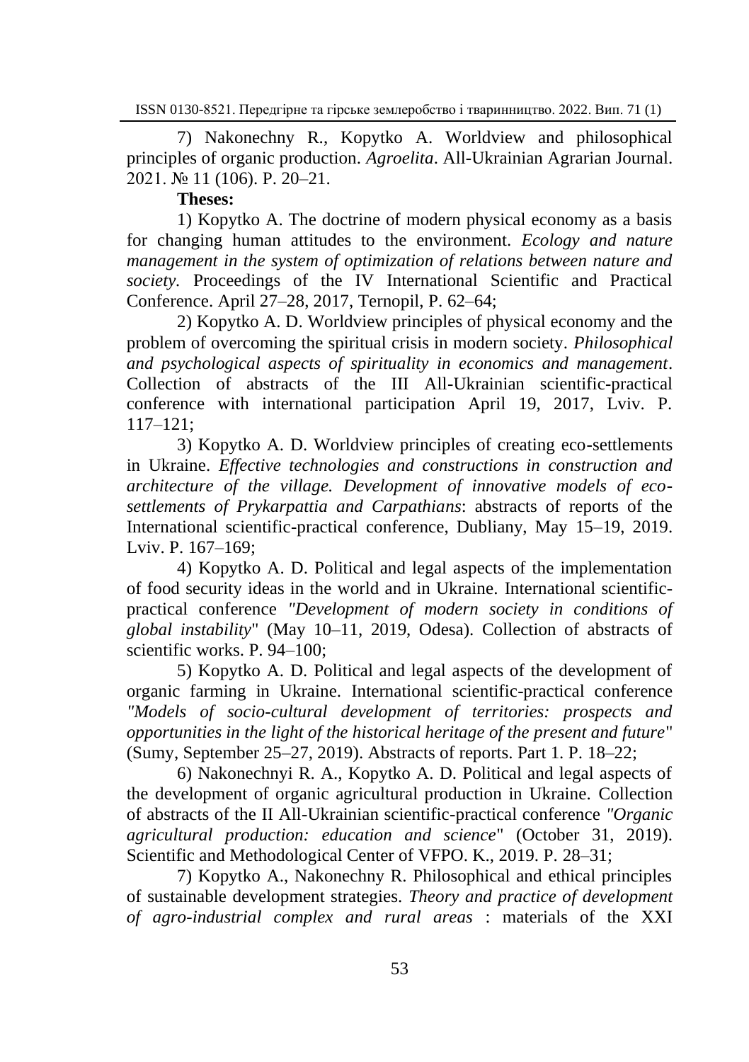7) Nakonechny R., Kopytko A. Worldview and philosophical principles of organic production. *Agroelita*. All-Ukrainian Agrarian Journal. 2021. № 11 (106). P. 20–21.

**Theses:**

1) Kopytko A. The doctrine of modern physical economy as a basis for changing human attitudes to the environment. *Ecology and nature management in the system of optimization of relations between nature and society*. Proceedings of the IV International Scientific and Practical Conference. April 27–28, 2017, Ternopil, P. 62–64;

2) Kopytko A. D. Worldview principles of physical economy and the problem of overcoming the spiritual crisis in modern society. *Philosophical and psychological aspects of spirituality in economics and management*. Collection of abstracts of the III All-Ukrainian scientific-practical conference with international participation April 19, 2017, Lviv. P. 117–121;

3) Kopytko A. D. Worldview principles of creating eco-settlements in Ukraine. *Effective technologies and constructions in construction and architecture of the village. Development of innovative models of eco-settlements of Prykarpattia and Carpathians*: abstracts of reports of the International scientific-practical conference, Dubliany, May 15–19, 2019. Lviv. P. 167–169;

4) Kopytko A. D. Political and legal aspects of the implementation of food security ideas in the world and in Ukraine. International scientific-practical conference *"Development of modern society in conditions of global instability*" (May 10–11, 2019, Odesa). Collection of abstracts of scientific works. P. 94–100;

5) Kopytko A. D. Political and legal aspects of the development of organic farming in Ukraine. International scientific-practical conference *"Models of socio-cultural development of territories: prospects and opportunities in the light of the historical heritage of the present and future*" (Sumy, September 25–27, 2019). Abstracts of reports. Part 1. P. 18–22;

6) Nakonechnyi R. A., Kopytko A. D. Political and legal aspects of the development of organic agricultural production in Ukraine. Collection of abstracts of the II All-Ukrainian scientific-practical conference *"Organic agricultural production: education and science*" (October 31, 2019). Scientific and Methodological Center of VFPO. K., 2019. P. 28–31;

7) Kopytko A., Nakonechny R. Philosophical and ethical principles of sustainable development strategies. *Theory and practice of development of agro-industrial complex and rural areas* : materials of the XXI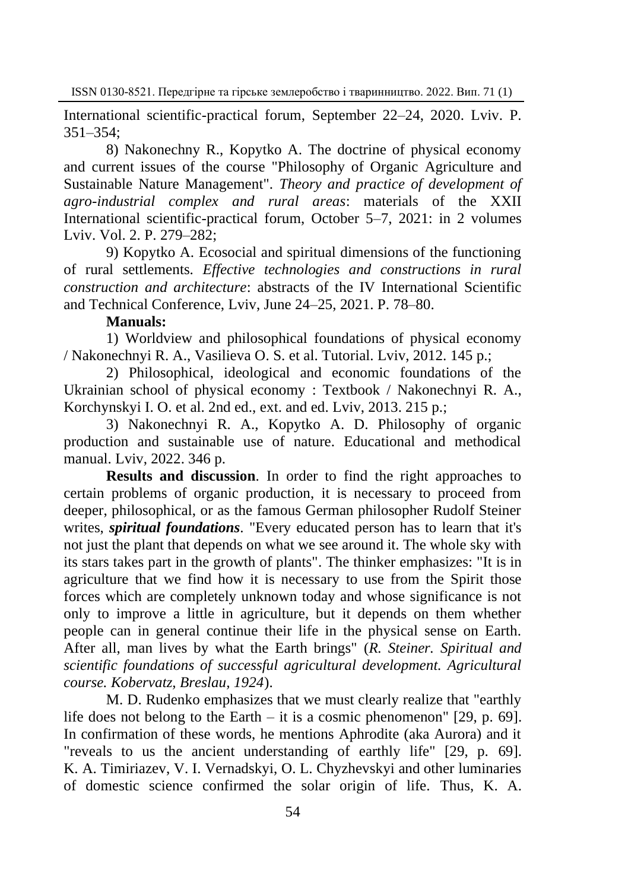International scientific-practical forum, September 22–24, 2020. Lviv. P. 351–354;

8) Nakonechny R., Kopytko A. The doctrine of physical economy and current issues of the course "Philosophy of Organic Agriculture and Sustainable Nature Management". *Theory and practice of development of agro-industrial complex and rural areas*: materials of the XXII International scientific-practical forum, October 5–7, 2021: in 2 volumes Lviv. Vol. 2. P. 279–282;

9) Kopytko A. Ecosocial and spiritual dimensions of the functioning of rural settlements. *Effective technologies and constructions in rural construction and architecture*: abstracts of the IV International Scientific and Technical Conference, Lviv, June 24–25, 2021. P. 78–80.

**Manuals:**

1) Worldview and philosophical foundations of physical economy / Nakonechnyi R. A., Vasilieva O. S. et al. Tutorial. Lviv, 2012. 145 p.;

2) Philosophical, ideological and economic foundations of the Ukrainian school of physical economy : Textbook / Nakonechnyi R. A., Korchynskyi I. O. et al. 2nd ed., ext. and ed. Lviv, 2013. 215 p.;

3) Nakonechnyi R. A., Kopytko A. D. Philosophy of organic production and sustainable use of nature. Educational and methodical manual. Lviv, 2022. 346 p.

**Results and discussion**. In order to find the right approaches to certain problems of organic production, it is necessary to proceed from deeper, philosophical, or as the famous German philosopher Rudolf Steiner writes, ***spiritual foundations***. "Every educated person has to learn that it's not just the plant that depends on what we see around it. The whole sky with its stars takes part in the growth of plants". The thinker emphasizes: "It is in agriculture that we find how it is necessary to use from the Spirit those forces which are completely unknown today and whose significance is not only to improve a little in agriculture, but it depends on them whether people can in general continue their life in the physical sense on Earth. After all, man lives by what the Earth brings" (*R. Steiner. Spiritual and scientific foundations of successful agricultural development. Agricultural course. Kobervatz, Breslau, 1924*).

M. D. Rudenko emphasizes that we must clearly realize that "earthly life does not belong to the Earth – it is a cosmic phenomenon" [29, p. 69]. In confirmation of these words, he mentions Aphrodite (aka Aurora) and it "reveals to us the ancient understanding of earthly life" [29, p. 69]. K. A. Timiriazev, V. I. Vernadskyi, O. L. Chyzhevskyi and other luminaries of domestic science confirmed the solar origin of life. Thus, K. A.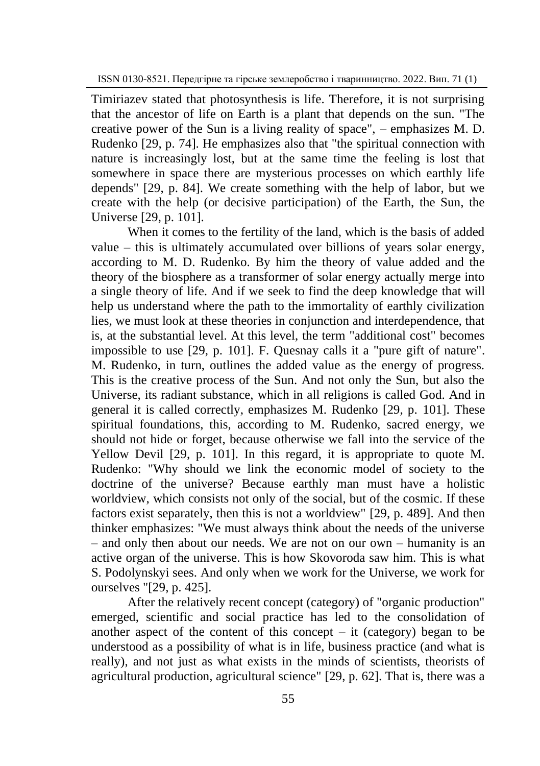Timiriazev stated that photosynthesis is life. Therefore, it is not surprising that the ancestor of life on Earth is a plant that depends on the sun. "The creative power of the Sun is a living reality of space", – emphasizes M. D. Rudenko [29, p. 74]. He emphasizes also that "the spiritual connection with nature is increasingly lost, but at the same time the feeling is lost that somewhere in space there are mysterious processes on which earthly life depends" [29, p. 84]. We create something with the help of labor, but we create with the help (or decisive participation) of the Earth, the Sun, the Universe [29, p. 101].

When it comes to the fertility of the land, which is the basis of added value – this is ultimately accumulated over billions of years solar energy, according to M. D. Rudenko. By him the theory of value added and the theory of the biosphere as a transformer of solar energy actually merge into a single theory of life. And if we seek to find the deep knowledge that will help us understand where the path to the immortality of earthly civilization lies, we must look at these theories in conjunction and interdependence, that is, at the substantial level. At this level, the term "additional cost" becomes impossible to use [29, p. 101]. F. Quesnay calls it a "pure gift of nature". M. Rudenko, in turn, outlines the added value as the energy of progress. This is the creative process of the Sun. And not only the Sun, but also the Universe, its radiant substance, which in all religions is called God. And in general it is called correctly, emphasizes M. Rudenko [29, p. 101]. These spiritual foundations, this, according to M. Rudenko, sacred energy, we should not hide or forget, because otherwise we fall into the service of the Yellow Devil [29, p. 101]. In this regard, it is appropriate to quote M. Rudenko: "Why should we link the economic model of society to the doctrine of the universe? Because earthly man must have a holistic worldview, which consists not only of the social, but of the cosmic. If these factors exist separately, then this is not a worldview" [29, p. 489]. And then thinker emphasizes: "We must always think about the needs of the universe – and only then about our needs. We are not on our own – humanity is an active organ of the universe. This is how Skovoroda saw him. This is what S. Podolynskyi sees. And only when we work for the Universe, we work for ourselves "[29, p. 425].

After the relatively recent concept (category) of "organic production" emerged, scientific and social practice has led to the consolidation of another aspect of the content of this concept – it (category) began to be understood as a possibility of what is in life, business practice (and what is really), and not just as what exists in the minds of scientists, theorists of agricultural production, agricultural science" [29, p. 62]. That is, there was a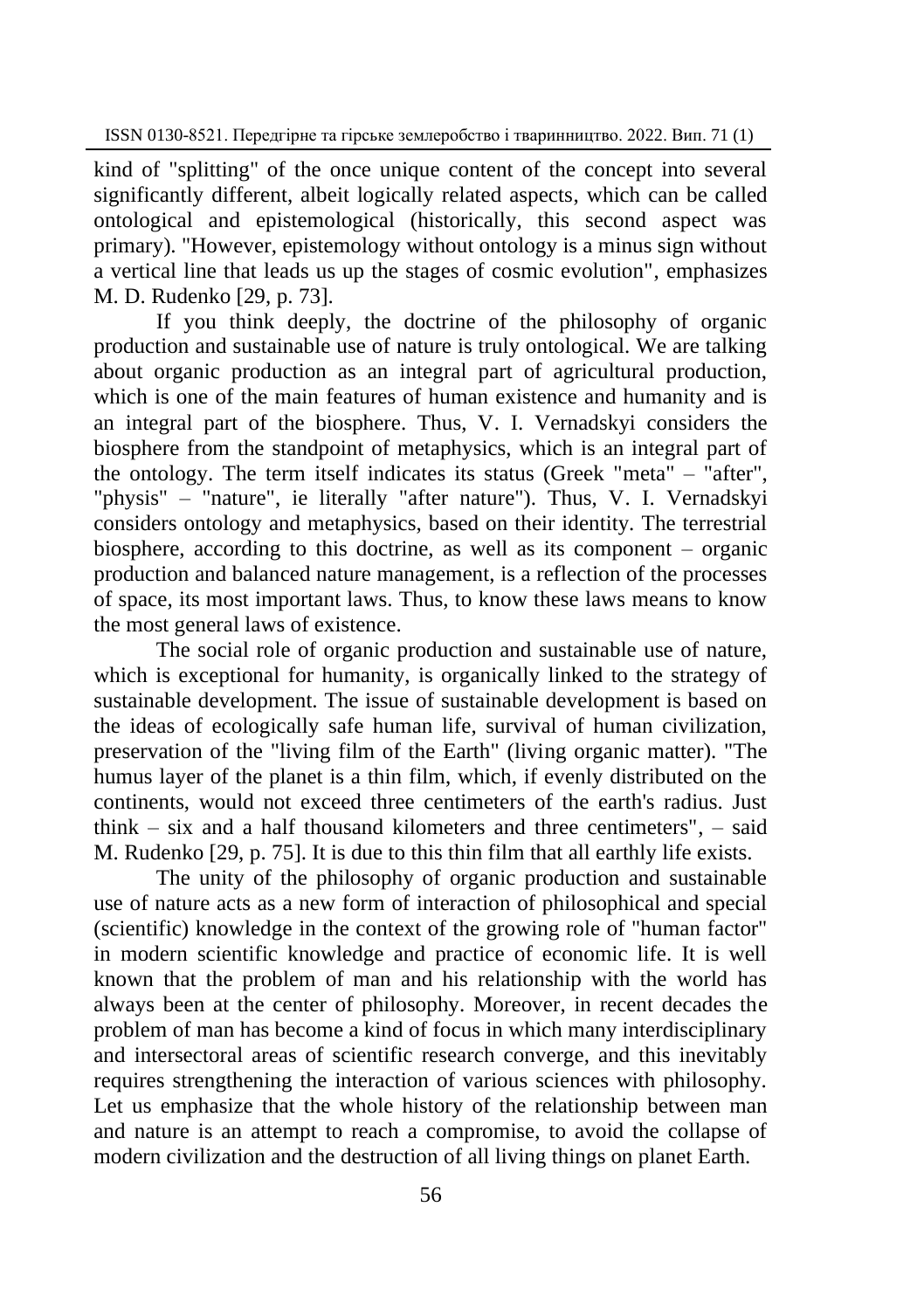kind of "splitting" of the once unique content of the concept into several significantly different, albeit logically related aspects, which can be called ontological and epistemological (historically, this second aspect was primary). "However, epistemology without ontology is a minus sign without a vertical line that leads us up the stages of cosmic evolution", emphasizes M. D. Rudenko [29, p. 73].

If you think deeply, the doctrine of the philosophy of organic production and sustainable use of nature is truly ontological. We are talking about organic production as an integral part of agricultural production, which is one of the main features of human existence and humanity and is an integral part of the biosphere. Thus, V. I. Vernadskyi considers the biosphere from the standpoint of metaphysics, which is an integral part of the ontology. The term itself indicates its status (Greek "meta" – "after", "physis" – "nature", ie literally "after nature"). Thus, V. I. Vernadskyi considers ontology and metaphysics, based on their identity. The terrestrial biosphere, according to this doctrine, as well as its component – organic production and balanced nature management, is a reflection of the processes of space, its most important laws. Thus, to know these laws means to know the most general laws of existence.

The social role of organic production and sustainable use of nature, which is exceptional for humanity, is organically linked to the strategy of sustainable development. The issue of sustainable development is based on the ideas of ecologically safe human life, survival of human civilization, preservation of the "living film of the Earth" (living organic matter). "The humus layer of the planet is a thin film, which, if evenly distributed on the continents, would not exceed three centimeters of the earth's radius. Just think – six and a half thousand kilometers and three centimeters", – said M. Rudenko [29, p. 75]. It is due to this thin film that all earthly life exists.

The unity of the philosophy of organic production and sustainable use of nature acts as a new form of interaction of philosophical and special (scientific) knowledge in the context of the growing role of "human factor" in modern scientific knowledge and practice of economic life. It is well known that the problem of man and his relationship with the world has always been at the center of philosophy. Moreover, in recent decades the problem of man has become a kind of focus in which many interdisciplinary and intersectoral areas of scientific research converge, and this inevitably requires strengthening the interaction of various sciences with philosophy. Let us emphasize that the whole history of the relationship between man and nature is an attempt to reach a compromise, to avoid the collapse of modern civilization and the destruction of all living things on planet Earth.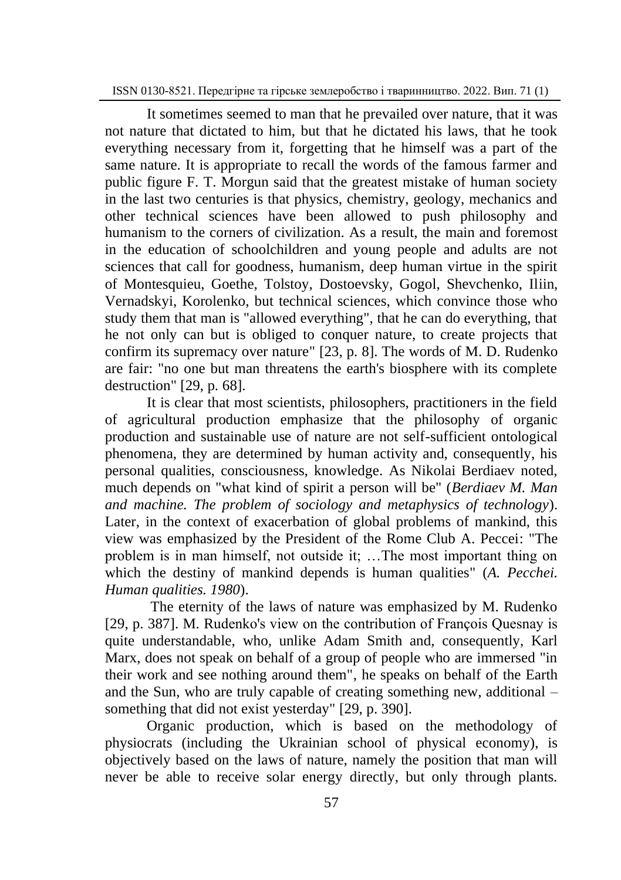It sometimes seemed to man that he prevailed over nature, that it was not nature that dictated to him, but that he dictated his laws, that he took everything necessary from it, forgetting that he himself was a part of the same nature. It is appropriate to recall the words of the famous farmer and public figure F. T. Morgun said that the greatest mistake of human society in the last two centuries is that physics, chemistry, geology, mechanics and other technical sciences have been allowed to push philosophy and humanism to the corners of civilization. As a result, the main and foremost in the education of schoolchildren and young people and adults are not sciences that call for goodness, humanism, deep human virtue in the spirit of Montesquieu, Goethe, Tolstoy, Dostoevsky, Gogol, Shevchenko, Iliin, Vernadskyi, Korolenko, but technical sciences, which convince those who study them that man is "allowed everything", that he can do everything, that he not only can but is obliged to conquer nature, to create projects that confirm its supremacy over nature" [23, p. 8]. The words of M. D. Rudenko are fair: "no one but man threatens the earth's biosphere with its complete destruction" [29, p. 68].

It is clear that most scientists, philosophers, practitioners in the field of agricultural production emphasize that the philosophy of organic production and sustainable use of nature are not self-sufficient ontological phenomena, they are determined by human activity and, consequently, his personal qualities, consciousness, knowledge. As Nikolai Berdiaev noted, much depends on "what kind of spirit a person will be" (*Berdiaev M. Man and machine. The problem of sociology and metaphysics of technology*). Later, in the context of exacerbation of global problems of mankind, this view was emphasized by the President of the Rome Club A. Peccei: "The problem is in man himself, not outside it; …The most important thing on which the destiny of mankind depends is human qualities" (*A. Pecchei. Human qualities. 1980*).

The eternity of the laws of nature was emphasized by M. Rudenko [29, p. 387]. M. Rudenko's view on the contribution of François Quesnay is quite understandable, who, unlike Adam Smith and, consequently, Karl Marx, does not speak on behalf of a group of people who are immersed "in their work and see nothing around them", he speaks on behalf of the Earth and the Sun, who are truly capable of creating something new, additional – something that did not exist yesterday" [29, p. 390].

Organic production, which is based on the methodology of physiocrats (including the Ukrainian school of physical economy), is objectively based on the laws of nature, namely the position that man will never be able to receive solar energy directly, but only through plants.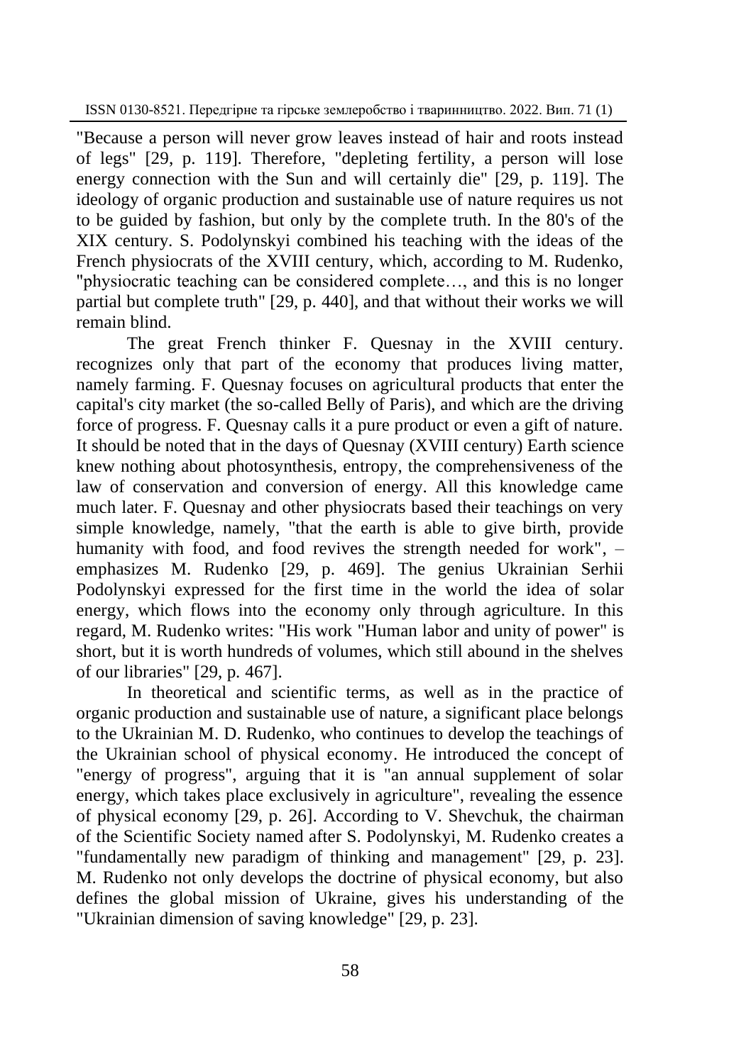"Because a person will never grow leaves instead of hair and roots instead of legs" [29, p. 119]. Therefore, "depleting fertility, a person will lose energy connection with the Sun and will certainly die" [29, p. 119]. The ideology of organic production and sustainable use of nature requires us not to be guided by fashion, but only by the complete truth. In the 80's of the XIX century. S. Podolynskyi combined his teaching with the ideas of the French physiocrats of the XVIII century, which, according to M. Rudenko, "physiocratic teaching can be considered complete…, and this is no longer partial but complete truth" [29, p. 440], and that without their works we will remain blind.

The great French thinker F. Quesnay in the XVIII century. recognizes only that part of the economy that produces living matter, namely farming. F. Quesnay focuses on agricultural products that enter the capital's city market (the so-called Belly of Paris), and which are the driving force of progress. F. Quesnay calls it a pure product or even a gift of nature. It should be noted that in the days of Quesnay (XVIII century) Earth science knew nothing about photosynthesis, entropy, the comprehensiveness of the law of conservation and conversion of energy. All this knowledge came much later. F. Quesnay and other physiocrats based their teachings on very simple knowledge, namely, "that the earth is able to give birth, provide humanity with food, and food revives the strength needed for work", – emphasizes M. Rudenko [29, p. 469]. The genius Ukrainian Serhii Podolynskyi expressed for the first time in the world the idea of solar energy, which flows into the economy only through agriculture. In this regard, M. Rudenko writes: "His work "Human labor and unity of power" is short, but it is worth hundreds of volumes, which still abound in the shelves of our libraries" [29, p. 467].

In theoretical and scientific terms, as well as in the practice of organic production and sustainable use of nature, a significant place belongs to the Ukrainian M. D. Rudenko, who continues to develop the teachings of the Ukrainian school of physical economy. He introduced the concept of "energy of progress", arguing that it is "an annual supplement of solar energy, which takes place exclusively in agriculture", revealing the essence of physical economy [29, p. 26]. According to V. Shevchuk, the chairman of the Scientific Society named after S. Podolynskyi, M. Rudenko creates a "fundamentally new paradigm of thinking and management" [29, p. 23]. M. Rudenko not only develops the doctrine of physical economy, but also defines the global mission of Ukraine, gives his understanding of the "Ukrainian dimension of saving knowledge" [29, p. 23].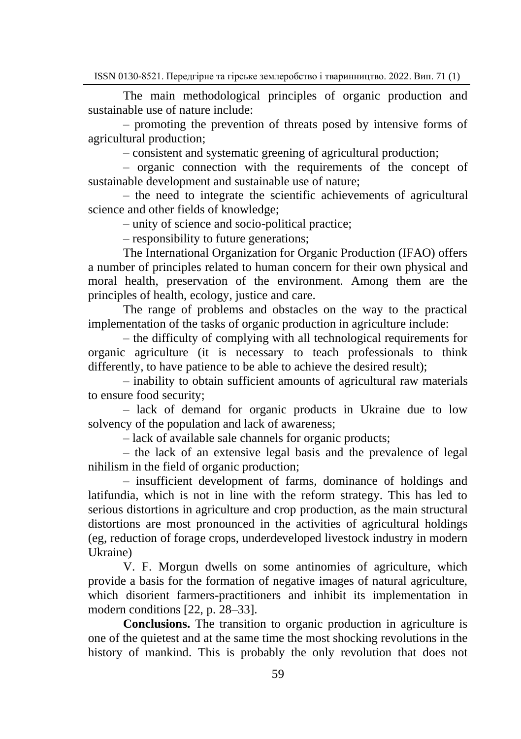The main methodological principles of organic production and sustainable use of nature include:

– promoting the prevention of threats posed by intensive forms of agricultural production;

– consistent and systematic greening of agricultural production;

– organic connection with the requirements of the concept of sustainable development and sustainable use of nature;

– the need to integrate the scientific achievements of agricultural science and other fields of knowledge;

– unity of science and socio-political practice;

– responsibility to future generations;

The International Organization for Organic Production (IFAO) offers a number of principles related to human concern for their own physical and moral health, preservation of the environment. Among them are the principles of health, ecology, justice and care.

The range of problems and obstacles on the way to the practical implementation of the tasks of organic production in agriculture include:

– the difficulty of complying with all technological requirements for organic agriculture (it is necessary to teach professionals to think differently, to have patience to be able to achieve the desired result);

– inability to obtain sufficient amounts of agricultural raw materials to ensure food security;

– lack of demand for organic products in Ukraine due to low solvency of the population and lack of awareness;

– lack of available sale channels for organic products;

– the lack of an extensive legal basis and the prevalence of legal nihilism in the field of organic production;

– insufficient development of farms, dominance of holdings and latifundia, which is not in line with the reform strategy. This has led to serious distortions in agriculture and crop production, as the main structural distortions are most pronounced in the activities of agricultural holdings (eg, reduction of forage crops, underdeveloped livestock industry in modern Ukraine)

V. F. Morgun dwells on some antinomies of agriculture, which provide a basis for the formation of negative images of natural agriculture, which disorient farmers-practitioners and inhibit its implementation in modern conditions [22, p. 28–33].

**Conclusions.** The transition to organic production in agriculture is one of the quietest and at the same time the most shocking revolutions in the history of mankind. This is probably the only revolution that does not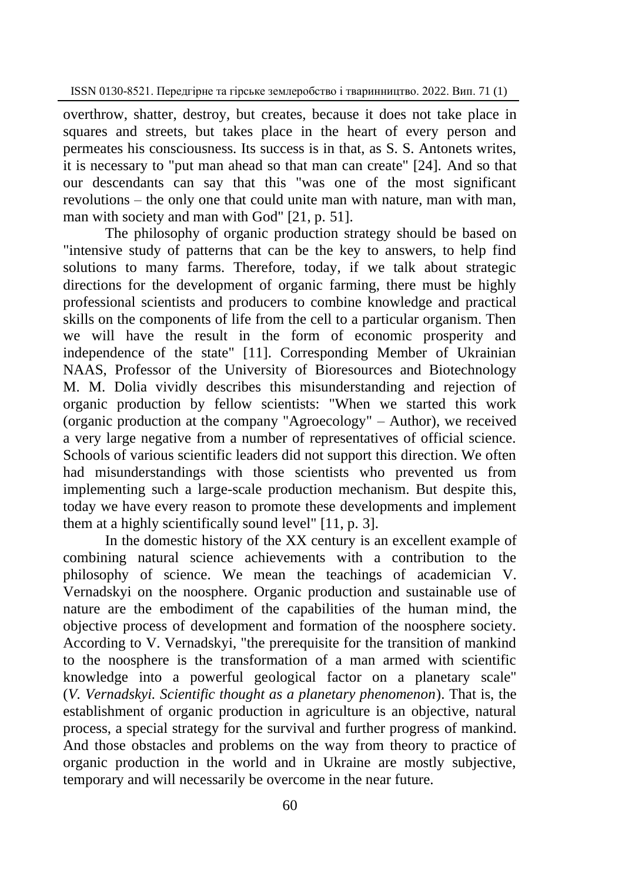overthrow, shatter, destroy, but creates, because it does not take place in squares and streets, but takes place in the heart of every person and permeates his consciousness. Its success is in that, as S. S. Antonets writes, it is necessary to "put man ahead so that man can create" [24]. And so that our descendants can say that this "was one of the most significant revolutions – the only one that could unite man with nature, man with man, man with society and man with God" [21, p. 51].

The philosophy of organic production strategy should be based on "intensive study of patterns that can be the key to answers, to help find solutions to many farms. Therefore, today, if we talk about strategic directions for the development of organic farming, there must be highly professional scientists and producers to combine knowledge and practical skills on the components of life from the cell to a particular organism. Then we will have the result in the form of economic prosperity and independence of the state" [11]. Corresponding Member of Ukrainian NAAS, Professor of the University of Bioresources and Biotechnology M. M. Dolia vividly describes this misunderstanding and rejection of organic production by fellow scientists: "When we started this work (organic production at the company "Agroecology" – Author), we received a very large negative from a number of representatives of official science. Schools of various scientific leaders did not support this direction. We often had misunderstandings with those scientists who prevented us from implementing such a large-scale production mechanism. But despite this, today we have every reason to promote these developments and implement them at a highly scientifically sound level" [11, p. 3].

In the domestic history of the XX century is an excellent example of combining natural science achievements with a contribution to the philosophy of science. We mean the teachings of academician V. Vernadskyi on the noosphere. Organic production and sustainable use of nature are the embodiment of the capabilities of the human mind, the objective process of development and formation of the noosphere society. According to V. Vernadskyi, "the prerequisite for the transition of mankind to the noosphere is the transformation of a man armed with scientific knowledge into a powerful geological factor on a planetary scale" (*V. Vernadskyi. Scientific thought as a planetary phenomenon*). That is, the establishment of organic production in agriculture is an objective, natural process, a special strategy for the survival and further progress of mankind. And those obstacles and problems on the way from theory to practice of organic production in the world and in Ukraine are mostly subjective, temporary and will necessarily be overcome in the near future.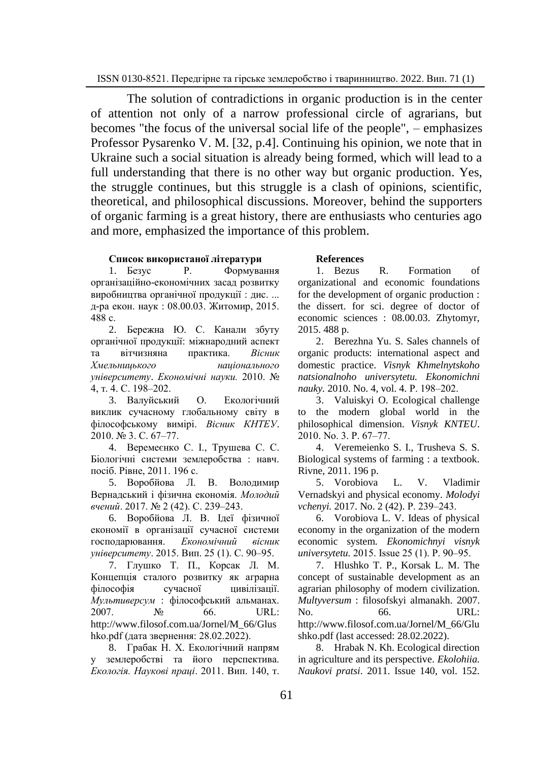The solution of contradictions in organic production is in the center of attention not only of a narrow professional circle of agrarians, but becomes "the focus of the universal social life of the people", – emphasizes Professor Pysarenko V. M. [32, p.4]. Continuing his opinion, we note that in Ukraine such a social situation is already being formed, which will lead to a full understanding that there is no other way but organic production. Yes, the struggle continues, but this struggle is a clash of opinions, scientific, theoretical, and philosophical discussions. Moreover, behind the supporters of organic farming is a great history, there are enthusiasts who centuries ago and more, emphasized the importance of this problem.

**Список використаної літератури**

1. Безус Р. Формування організаційно-економічних засад розвитку виробництва органічної продукції : дис. ... д-ра екон. наук : 08.00.03. Житомир, 2015. 488 с.

2. Бережна Ю. С. Канали збуту органічної продукції: міжнародний аспект та вітчизняна практика. *Вісник Хмельницького національного університету*. *Економічні науки.* 2010. № 4, т. 4. С. 198–202.

3. Валуйський О. Екологічний виклик сучасному глобальному світу в філософському вимірі. *Вісник КНТЕУ*. 2010. № 3. С. 67–77.

4. Веремеєнко С. І., Трушева С. С. Біологічні системи землеробства : навч. посіб. Рівне, 2011. 196 с.

5. Воробйова Л. В. Володимир Вернадський і фізична економія. *Молодий вчений*. 2017. № 2 (42). С. 239–243.

6. Воробйова Л. В. Ідеї фізичної економії в організації сучасної системи господарювання. *Економічний вісник університету*. 2015. Вип. 25 (1). С. 90–95.

7. Глушко Т. П., Корсак Л. М. Концепція сталого розвитку як аграрна філософія сучасної цивілізації. *Мультиверсум* : філософський альманах. 2007. № 66. URL: http://www.filosof.com.ua/Jornel/M_66/Glushko.pdf (дата звернення: 28.02.2022).

8. Грабак Н. Х. Екологічний напрям у землеробстві та його перспектива. *Екологія. Наукові праці*. 2011. Вип. 140, т.

**References**

1. Bezus R. Formation of organizational and economic foundations for the development of organic production : the dissert. for sci. degree of doctor of economic sciences : 08.00.03. Zhytomyr, 2015. 488 p.

2. Berezhna Yu. S. Sales channels of organic products: international aspect and domestic practice. *Visnyk Khmelnytskoho natsionalnoho universytetu. Ekonomichni nauky.* 2010. No. 4, vol. 4. P. 198–202.

3. Valuiskyi O. Ecological challenge to the modern global world in the philosophical dimension. *Visnyk KNTEU*. 2010. No. 3. P. 67–77.

4. Veremeienko S. I., Trusheva S. S. Biological systems of farming : a textbook. Rivne, 2011. 196 p.

5. Vorobiova L. V. Vladimir Vernadskyi and physical economy. *Molodyi vchenyi.* 2017. No. 2 (42). P. 239–243.

6. Vorobiova L. V. Ideas of physical economy in the organization of the modern economic system. *Ekonomichnyi visnyk universytetu.* 2015. Issue 25 (1). P. 90–95.

7. Hlushko T. P., Korsak L. M. The concept of sustainable development as an agrarian philosophy of modern civilization. *Multyversum* : filosofskyi almanakh. 2007. No. 66. URL: http://www.filosof.com.ua/Jornel/M_66/Glushko.pdf (last accessed: 28.02.2022).

8. Hrabak N. Kh. Ecological direction in agriculture and its perspective. *Ekolohiia. Naukovi pratsi*. 2011. Issue 140, vol. 152.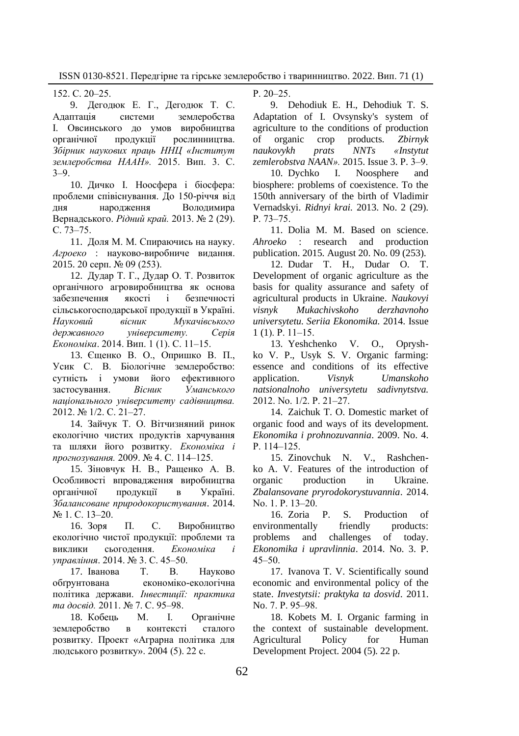152. С. 20–25.

9. Дегодюк Е. Г., Дегодюк Т. С. Адаптація системи землеробства І. Овсинського до умов виробництва органічної продукції рослинництва. *Збірник наукових праць ННЦ «Інститут землеробства НААН».* 2015. Вип. 3. С. 3–9.

10. Дичко І. Ноосфера і біосфера: проблеми співіснування. До 150-річчя від дня народження Володимира Вернадського. *Рідний край.* 2013. № 2 (29). С. 73–75.

11. Доля М. М. Спираючись на науку. *Агроеко* : науково-виробниче видання. 2015. 20 серп. № 09 (253).

12. Дудар Т. Г., Дудар О. Т. Розвиток органічного агровиробництва як основа забезпечення якості і безпечності сільськогосподарської продукції в Україні. *Науковий вісник Мукачівського державного університету. Серія Економіка*. 2014. Вип. 1 (1). С. 11–15.

13. Єщенко В. О., Опришко В. П., Усик С. В. Біологічне землеробство: сутність і умови його ефективного застосування. *Вісник Уманського національного університету садівництва.* 2012. № 1/2. С. 21–27.

14. Зайчук Т. О. Вітчизняний ринок екологічно чистих продуктів харчування та шляхи його розвитку. *Економіка і прогнозування.* 2009. № 4. С. 114–125.

15. Зіновчук Н. В., Ращенко А. В. Особливості впровадження виробництва органічної продукції в Україні. *Збалансоване природокористування*. 2014. № 1. С. 13–20.

16. Зоря П. С. Виробництво екологічно чистої продукції: проблеми та виклики сьогодення. *Економіка і управління*. 2014. № 3. С. 45–50.

17. Іванова Т. В. Науково обґрунтована економіко-екологічна політика держави. *Інвестиції: практика та досвід.* 2011. № 7. С. 95–98.

18. Кобець М. І. Органічне землеробство в контексті сталого розвитку. Проект «Аграрна політика для людського розвитку». 2004 (5). 22 с.

P. 20–25.

9. Dehodiuk E. H., Dehodiuk T. S. Adaptation of I. Ovsynsky's system of agriculture to the conditions of production of organic crop products. *Zbirnyk naukovykh prats NNTs «Instytut zemlerobstva NAAN».* 2015. Issue 3. P. 3–9.

10. Dychko I. Noosphere and biosphere: problems of coexistence. To the 150th anniversary of the birth of Vladimir Vernadskyi. *Ridnyi krai.* 2013. No. 2 (29). P. 73–75.

11. Dolia M. M. Based on science. *Ahroeko* : research and production publication. 2015. August 20. No. 09 (253).

12. Dudar T. H., Dudar O. T. Development of organic agriculture as the basis for quality assurance and safety of agricultural products in Ukraine. *Naukovyi visnyk Mukachivskoho derzhavnoho universytetu. Seriia Ekonomika.* 2014. Issue 1 (1). P. 11–15.

13. Yeshchenko V. O., Oprysh-ko V. P., Usyk S. V. Organic farming: essence and conditions of its effective application. *Visnyk Umanskoho natsionalnoho universytetu sadivnytstva.* 2012. No. 1/2. P. 21–27.

14. Zaichuk T. O. Domestic market of organic food and ways of its development. *Ekonomika i prohnozuvannia*. 2009. No. 4. P. 114–125.

15. Zinovchuk N. V., Rashchen-ko A. V. Features of the introduction of organic production in Ukraine. *Zbalansovane pryrodokorystuvannia*. 2014. No. 1. P. 13–20.

16. Zoria P. S. Production of environmentally friendly products: problems and challenges of today. *Ekonomika i upravlinnia*. 2014. No. 3. P. 45–50.

17. Ivanova T. V. Scientifically sound economic and environmental policy of the state. *Investytsii: praktyka ta dosvid*. 2011. No. 7. P. 95–98.

18. Kobets M. I. Organic farming in the context of sustainable development. Agricultural Policy for Human Development Project. 2004 (5). 22 p.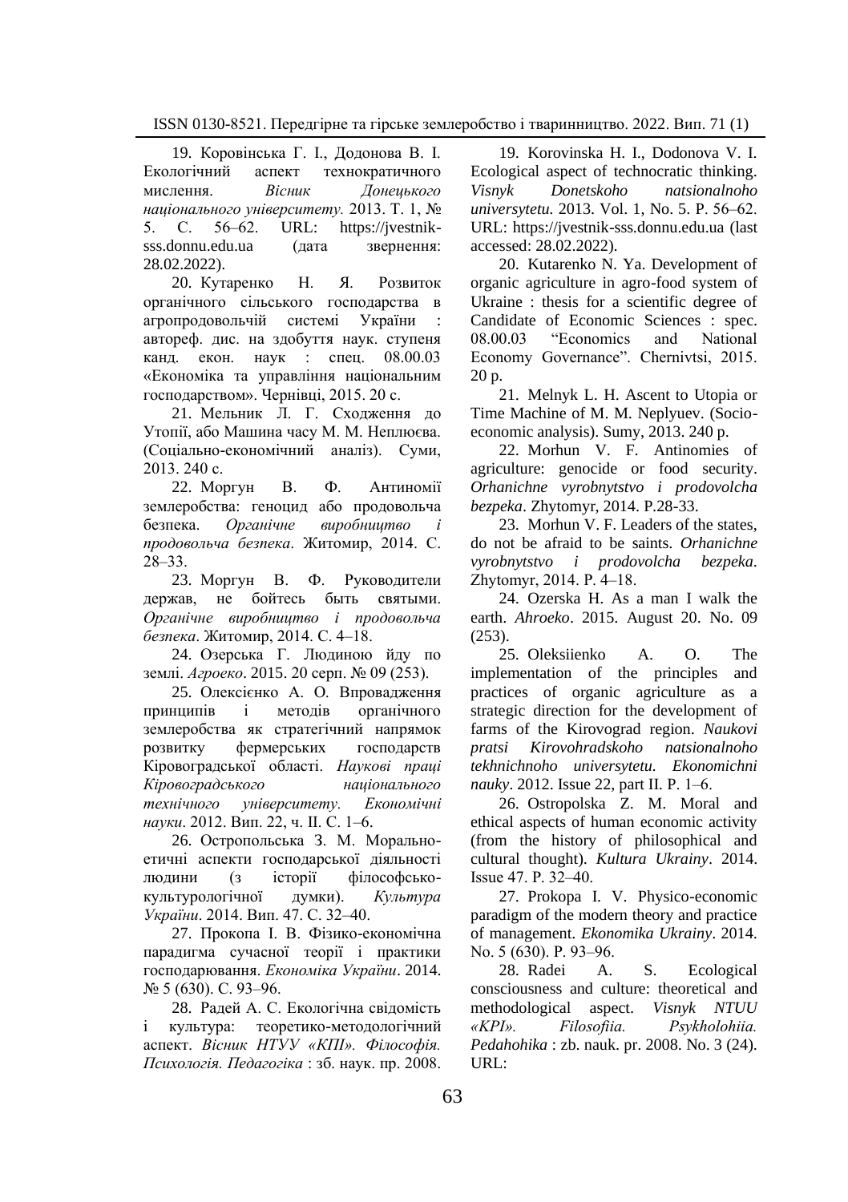19. Коровінська Г. І., Додонова В. І. Екологічний аспект технократичного мислення. *Вісник Донецького національного університету.* 2013. Т. 1, № 5. С. 56–62. URL: https://jvestnik-sss.donnu.edu.ua (дата звернення: 28.02.2022).

20. Кутаренко Н. Я. Розвиток органічного сільського господарства в агропродовольчій системі України : автореф. дис. на здобуття наук. ступеня канд. екон. наук : спец. 08.00.03 «Економіка та управління національним господарством». Чернівці, 2015. 20 с.

21. Мельник Л. Г. Сходження до Утопії, або Машина часу М. М. Неплюєва. (Соціально-економічний аналіз). Суми, 2013. 240 с.

22. Моргун В. Ф. Антиномії землеробства: геноцид або продовольча безпека. *Органічне виробництво і продовольча безпека*. Житомир, 2014. С. 28–33.

23. Моргун В. Ф. Руководители держав, не бойтесь быть святыми. *Органічне виробництво і продовольча безпека*. Житомир, 2014. С. 4–18.

24. Озерська Г. Людиною йду по землі. *Агроеко*. 2015. 20 серп. № 09 (253).

25. Олексієнко А. О. Впровадження принципів і методів органічного землеробства як стратегічний напрямок розвитку фермерських господарств Кіровоградської області. *Наукові праці Кіровоградського національного технічного університету. Економічні науки*. 2012. Вип. 22, ч. II. С. 1–6.

26. Остропольська З. М. Морально-етичні аспекти господарської діяльності людини (з історії філософсько-культурологічної думки). *Культура України*. 2014. Вип. 47. С. 32–40.

27. Прокопа І. В. Фізико-економічна парадигма сучасної теорії і практики господарювання. *Економіка України*. 2014. № 5 (630). С. 93–96.

28. Радей А. С. Екологічна свідомість і культура: теоретико-методологічний аспект. *Вісник НТУУ «КПІ». Філософія. Психологія. Педагогіка* : зб. наук. пр. 2008.

19. Korovinska H. I., Dodonova V. I. Ecological aspect of technocratic thinking. *Visnyk Donetskoho natsionalnoho universytetu.* 2013. Vol. 1, No. 5. P. 56–62. URL: https://jvestnik-sss.donnu.edu.ua (last accessed: 28.02.2022).

20. Kutarenko N. Ya. Development of organic agriculture in agro-food system of Ukraine : thesis for a scientific degree of Candidate of Economic Sciences : spec. 08.00.03 "Economics and National Economy Governance". Chernivtsi, 2015. 20 p.

21. Melnyk L. H. Ascent to Utopia or Time Machine of M. M. Neplyuev. (Socio-economic analysis). Sumy, 2013. 240 p.

22. Morhun V. F. Antinomies of agriculture: genocide or food security. *Orhanichne vyrobnytstvo i prodovolcha bezpeka*. Zhytomyr, 2014. P.28-33.

23. Morhun V. F. Leaders of the states, do not be afraid to be saints. *Orhanichne vyrobnytstvo i prodovolcha bezpeka*. Zhytomyr, 2014. P. 4–18.

24. Ozerska H. As a man I walk the earth. *Ahroeko*. 2015. August 20. No. 09 (253).

25. Oleksiienko A. O. The implementation of the principles and practices of organic agriculture as a strategic direction for the development of farms of the Kirovograd region. *Naukovi pratsi Kirovohradskoho natsionalnoho tekhnichnoho universytetu. Ekonomichni nauky*. 2012. Issue 22, part II. P. 1–6.

26. Ostropolska Z. M. Moral and ethical aspects of human economic activity (from the history of philosophical and cultural thought). *Kultura Ukrainy*. 2014. Issue 47. P. 32–40.

27. Prokopa I. V. Physico-economic paradigm of the modern theory and practice of management. *Ekonomika Ukrainy*. 2014. No. 5 (630). P. 93–96.

28. Radei A. S. Ecological consciousness and culture: theoretical and methodological aspect. *Visnyk NTUU «KPI». Filosofiia. Psykholohiia. Pedahohika* : zb. nauk. pr. 2008. No. 3 (24). URL: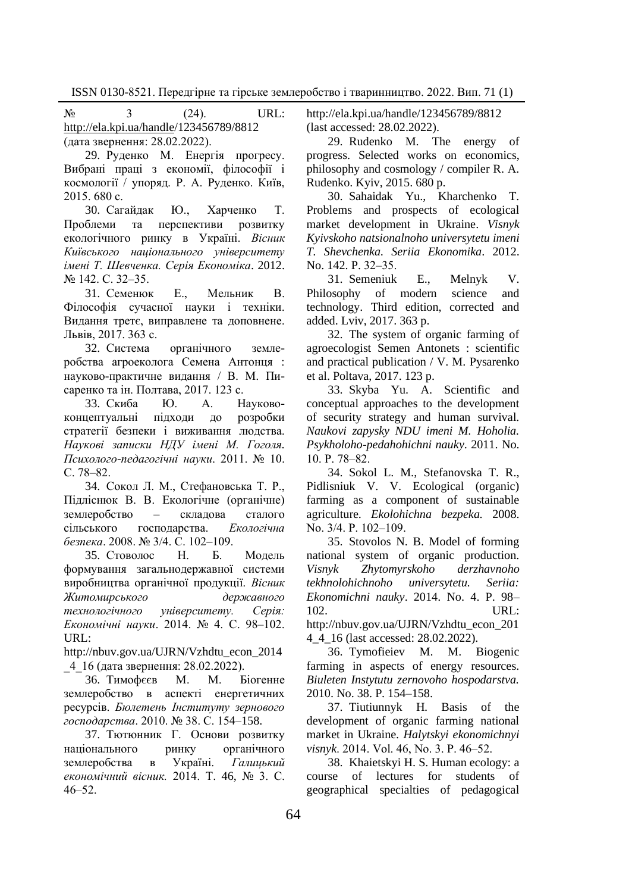№ 3 (24). URL: http://ela.kpi.ua/handle/123456789/8812 (дата звернення: 28.02.2022).

29. Руденко М. Енергія прогресу. Вибрані праці з економії, філософії і космології / упоряд. Р. А. Руденко. Київ, 2015. 680 с.

30. Сагайдак Ю., Харченко Т. Проблеми та перспективи розвитку екологічного ринку в Україні. *Вісник Київського національного університету імені Т. Шевченка. Серія Економіка*. 2012. № 142. С. 32–35.

31. Семенюк Е., Мельник В. Філософія сучасної науки і техніки. Видання третє, виправлене та доповнене. Львів, 2017. 363 с.

32. Система органічного землеробства агроеколога Семена Антонця : науково-практичне видання / В. М. Писаренко та ін. Полтава, 2017. 123 с.

33. Скиба Ю. А. Науково-концептуальні підходи до розробки стратегії безпеки і виживання людства. *Наукові записки НДУ імені М. Гоголя. Психолого-педагогічні науки*. 2011. № 10. С. 78–82.

34. Сокол Л. М., Стефановська Т. Р., Підліснюк В. В. Екологічне (органічне) землеробство – складова сталого сільського господарства. *Екологічна безпека*. 2008. № 3/4. С. 102–109.

35. Стоволос Н. Б. Модель формування загальнодержавної системи виробництва органічної продукції. *Вісник Житомирського державного технологічного університету. Серія: Економічні науки*. 2014. № 4. С. 98–102. URL: http://nbuv.gov.ua/UJRN/Vzhdtu_econ_2014_4_16 (дата звернення: 28.02.2022).

36. Тимофєєв М. М. Біогенне землеробство в аспекті енергетичних ресурсів. *Бюлетень Інституту зернового господарства*. 2010. № 38. С. 154–158.

37. Тютюнник Г. Основи розвитку національного ринку органічного землеробства в Україні. *Галицький економічний вісник.* 2014. Т. 46, № 3. С. 46–52.

http://ela.kpi.ua/handle/123456789/8812 (last accessed: 28.02.2022).

29. Rudenko M. The energy of progress. Selected works on economics, philosophy and cosmology / compiler R. A. Rudenko. Kyiv, 2015. 680 p.

30. Sahaidak Yu., Kharchenko T. Problems and prospects of ecological market development in Ukraine. *Visnyk Kyivskoho natsionalnoho universytetu imeni T. Shevchenka. Seriia Ekonomika*. 2012. No. 142. P. 32–35.

31. Semeniuk E., Melnyk V. Philosophy of modern science and technology. Third edition, corrected and added. Lviv, 2017. 363 p.

32. The system of organic farming of agroecologist Semen Antonets : scientific and practical publication / V. M. Pysarenko et al. Poltava, 2017. 123 p.

33. Skyba Yu. A. Scientific and conceptual approaches to the development of security strategy and human survival. *Naukovi zapysky NDU imeni M. Hoholia. Psykholoho-pedahohichni nauky*. 2011. No. 10. P. 78–82.

34. Sokol L. M., Stefanovska T. R., Pidlisniuk V. V. Ecological (organic) farming as a component of sustainable agriculture. *Ekolohichna bezpeka.* 2008. No. 3/4. P. 102–109.

35. Stovolos N. B. Model of forming national system of organic production. *Visnyk Zhytomyrskoho derzhavnoho tekhnolohichnoho universytetu. Seriia: Ekonomichni nauky*. 2014. No. 4. P. 98–102. URL: http://nbuv.gov.ua/UJRN/Vzhdtu_econ_2014_4_16 (last accessed: 28.02.2022).

36. Tymofieiev M. M. Biogenic farming in aspects of energy resources. *Biuleten Instytutu zernovoho hospodarstva.* 2010. No. 38. P. 154–158.

37. Tiutiunnyk H. Basis of the development of organic farming national market in Ukraine. *Halytskyi ekonomichnyi visnyk*. 2014. Vol. 46, No. 3. P. 46–52.

38. Khaietskyi H. S. Human ecology: a course of lectures for students of geographical specialties of pedagogical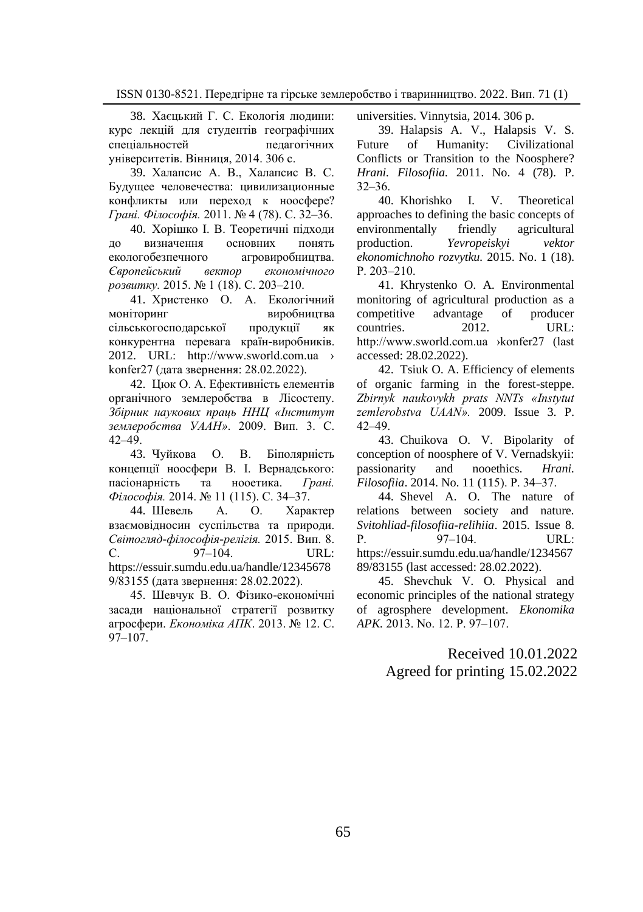38. Хаєцький Г. С. Екологія людини: курс лекцій для студентів географічних спеціальностей педагогічних університетів. Вінниця, 2014. 306 с.

39. Халапсис А. В., Халапсис В. С. Будущее человечества: цивилизационные конфликты или переход к ноосфере? *Грані. Філософія.* 2011. № 4 (78). С. 32–36.

40. Хорішко І. В. Теоретичні підходи до визначення основних понять екологобезпечного агровиробництва. *Європейський вектор економічного розвитку.* 2015. № 1 (18). С. 203–210.

41. Христенко О. А. Екологічний моніторинг виробництва сільськогосподарської продукції як конкурентна перевага країн-виробників. 2012. URL: http://www.sworld.com.ua › konfer27 (дата звернення: 28.02.2022).

42. Цюк О. А. Ефективність елементів органічного землеробства в Лісостепу. *Збірник наукових праць ННЦ «Інститут землеробства УААН».* 2009. Вип. 3. С. 42–49.

43. Чуйкова О. В. Біполярність концепції ноосфери В. І. Вернадського: пасіонарність та нооетика. *Грані. Філософія.* 2014. № 11 (115). С. 34–37.

44. Шевель А. О. Характер взаємовідносин суспільства та природи. *Світогляд-філософія-релігія.* 2015. Вип. 8. С. 97–104. URL: https://essuir.sumdu.edu.ua/handle/123456789/83155 (дата звернення: 28.02.2022).

45. Шевчук В. О. Фізико-економічні засади національної стратегії розвитку агросфери. *Економіка АПК.* 2013. № 12. С. 97–107.

universities. Vinnytsia, 2014. 306 p.

39. Halapsis A. V., Halapsis V. S. Future of Humanity: Civilizational Conflicts or Transition to the Noosphere? *Hrani. Filosofiia.* 2011. No. 4 (78). P. 32–36.

40. Khorishko I. V. Theoretical approaches to defining the basic concepts of environmentally friendly agricultural production. *Yevropeiskyi vektor ekonomichnoho rozvytku.* 2015. No. 1 (18). P. 203–210.

41. Khrystenko O. A. Environmental monitoring of agricultural production as a competitive advantage of producer countries. 2012. URL: http://www.sworld.com.ua ›konfer27 (last accessed: 28.02.2022).

42. Tsiuk O. A. Efficiency of elements of organic farming in the forest-steppe. *Zbirnyk naukovykh prats NNTs «Instytut zemlerobstva UAAN».* 2009. Issue 3. P. 42–49.

43. Chuikova O. V. Bipolarity of conception of noosphere of V. Vernadskyii: passionarity and nooethics. *Hrani. Filosofiia*. 2014. No. 11 (115). P. 34–37.

44. Shevel A. O. The nature of relations between society and nature. *Svitohliad-filosofiia-relihiia*. 2015. Issue 8. P. 97–104. URL: https://essuir.sumdu.edu.ua/handle/123456789/83155 (last accessed: 28.02.2022).

45. Shevchuk V. O. Physical and economic principles of the national strategy of agrosphere development. *Ekonomika APK.* 2013. No. 12. P. 97–107.

Received 10.01.2022
Agreed for printing 15.02.2022